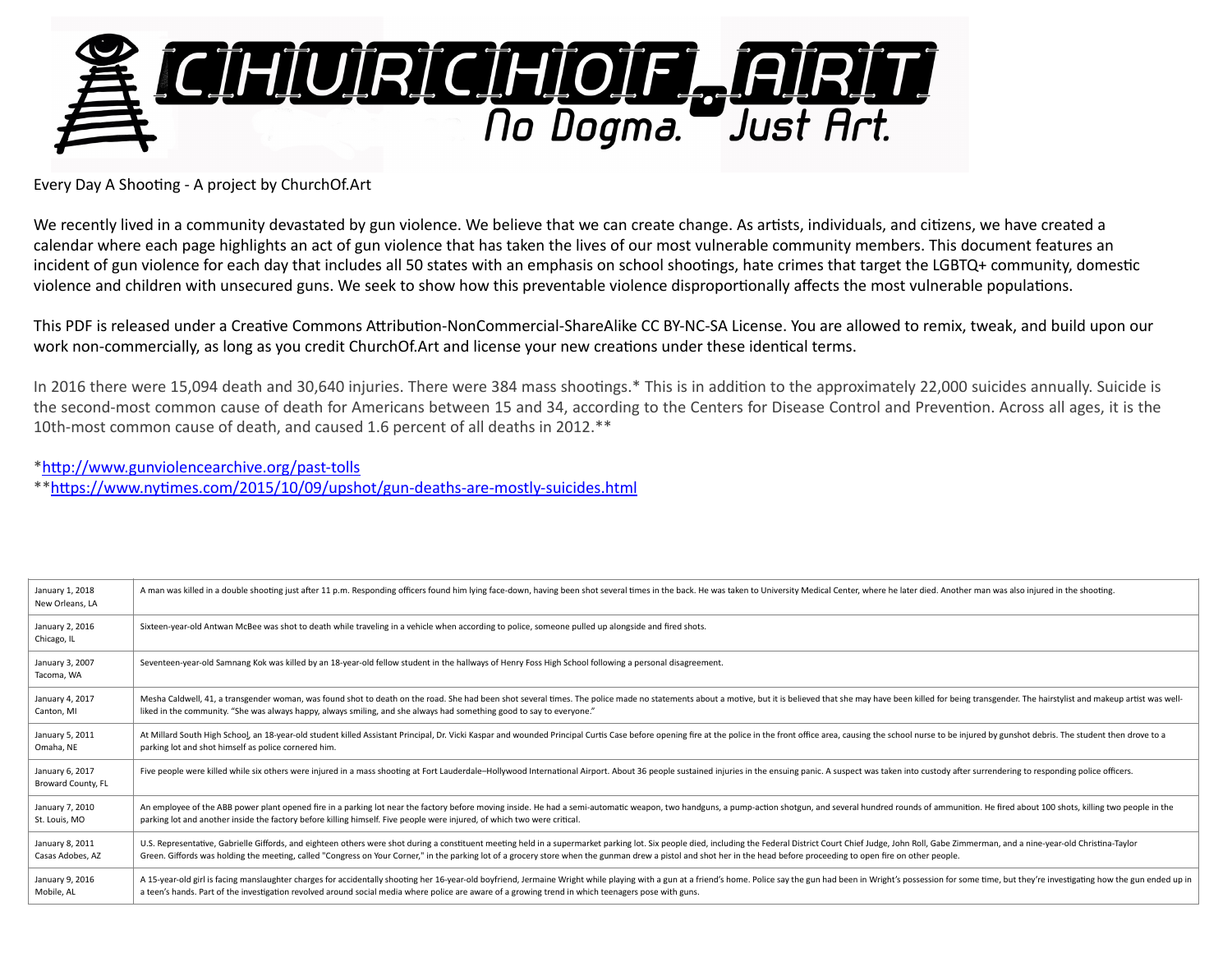# CHURCHOF.ART

*No Dogma. Just Art.*

Every Day A Shooting - A project by ChurchOf.Art

We recently lived in a community devastated by gun violence. We believe that we can create change. As artists, individuals, and citizens, we have created a calendar where each page highlights an act of gun violence that has taken the lives of our most vulnerable community members. This document features an incident of gun violence for each day that includes all 50 states with an emphasis on school shootings, hate crimes that target the LGBTQ+ community, domestic violence and children with unsecured guns. We seek to show how this preventable violence disproportionally affects the most vulnerable populations.

This PDF is released under a Creative Commons Attribution-NonCommercial-ShareAlike CC BY-NC-SA License. You are allowed to remix, tweak, and build upon our work non-commercially, as long as you credit ChurchOf.Art and license your new creations under these identical terms.

In 2016 there were 15,094 death and 30,640 injuries. There were 384 mass shootings.* This is in addition to the approximately 22,000 suicides annually. Suicide is the second-most common cause of death for Americans between 15 and 34, according to the Centers for Disease Control and Prevention. Across all ages, it is the 10th-most common cause of death, and caused 1.6 percent of all deaths in 2012.**

*http://www.gunviolencearchive.org/past-tolls
**https://www.nytimes.com/2015/10/09/upshot/gun-deaths-are-mostly-suicides.html

| Date / Location | Description |
|---|---|
| January 1, 2018<br>New Orleans, LA | A man was killed in a double shooting just after 11 p.m. Responding officers found him lying face-down, having been shot several times in the back. He was taken to University Medical Center, where he later died. Another man was also injured in the shooting. |
| January 2, 2016<br>Chicago, IL | Sixteen-year-old Antwan McBee was shot to death while traveling in a vehicle when according to police, someone pulled up alongside and fired shots. |
| January 3, 2007<br>Tacoma, WA | Seventeen-year-old Samnang Kok was killed by an 18-year-old fellow student in the hallways of Henry Foss High School following a personal disagreement. |
| January 4, 2017<br>Canton, MI | Mesha Caldwell, 41, a transgender woman, was found shot to death on the road. She had been shot several times. The police made no statements about a motive, but it is believed that she may have been killed for being transgender. The hairstylist and makeup artist was well-liked in the community. "She was always happy, always smiling, and she always had something good to say to everyone." |
| January 5, 2011<br>Omaha, NE | At Millard South High School, an 18-year-old student killed Assistant Principal, Dr. Vicki Kaspar and wounded Principal Curtis Case before opening fire at the police in the front office area, causing the school nurse to be injured by gunshot debris. The student then drove to a parking lot and shot himself as police cornered him. |
| January 6, 2017<br>Broward County, FL | Five people were killed while six others were injured in a mass shooting at Fort Lauderdale–Hollywood International Airport. About 36 people sustained injuries in the ensuing panic. A suspect was taken into custody after surrendering to responding police officers. |
| January 7, 2010<br>St. Louis, MO | An employee of the ABB power plant opened fire in a parking lot near the factory before moving inside. He had a semi-automatic weapon, two handguns, a pump-action shotgun, and several hundred rounds of ammunition. He fired about 100 shots, killing two people in the parking lot and another inside the factory before killing himself. Five people were injured, of which two were critical. |
| January 8, 2011<br>Casas Adobes, AZ | U.S. Representative, Gabrielle Giffords, and eighteen others were shot during a constituent meeting held in a supermarket parking lot. Six people died, including the Federal District Court Chief Judge, John Roll, Gabe Zimmerman, and a nine-year-old Christina-Taylor Green. Giffords was holding the meeting, called "Congress on Your Corner," in the parking lot of a grocery store when the gunman drew a pistol and shot her in the head before proceeding to open fire on other people. |
| January 9, 2016<br>Mobile, AL | A 15-year-old girl is facing manslaughter charges for accidentally shooting her 16-year-old boyfriend, Jermaine Wright while playing with a gun at a friend's home. Police say the gun had been in Wright's possession for some time, but they're investigating how the gun ended up in a teen's hands. Part of the investigation revolved around social media where police are aware of a growing trend in which teenagers pose with guns. |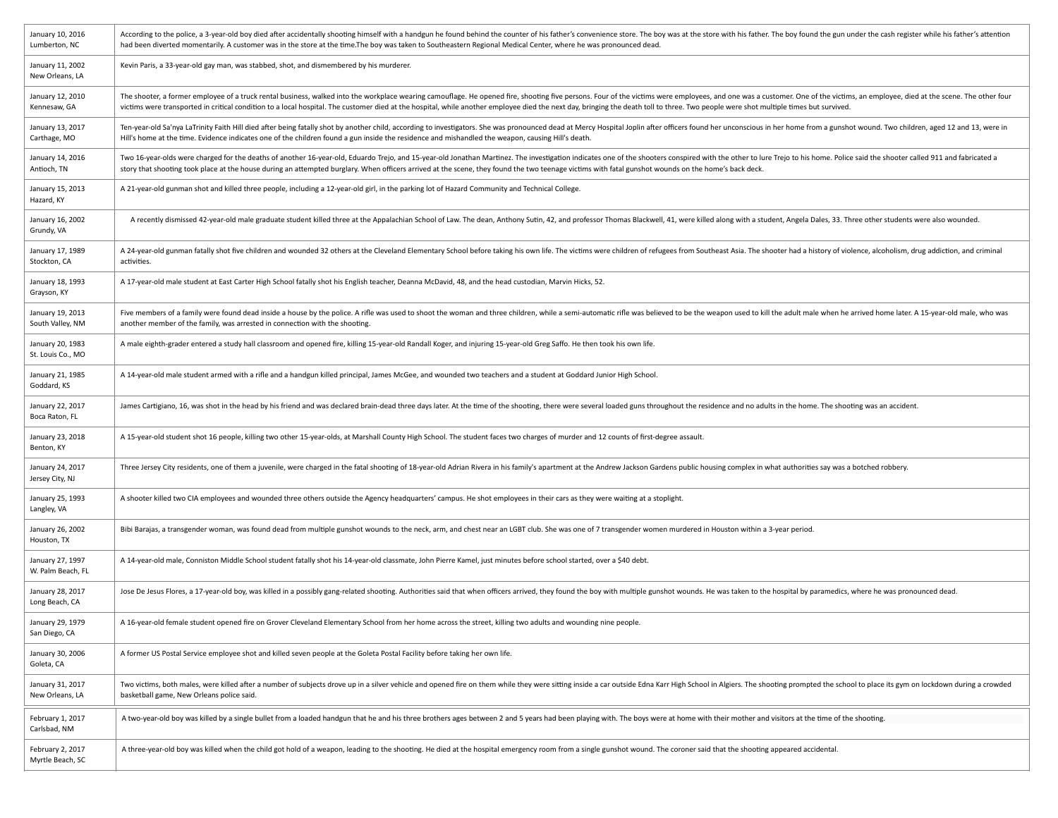| | |
|---|---|
| January 10, 2016<br>Lumberton, NC | According to the police, a 3-year-old boy died after accidentally shooting himself with a handgun he found behind the counter of his father's convenience store. The boy was at the store with his father. The boy found the gun under the cash register while his father's attention had been diverted momentarily. A customer was in the store at the time.The boy was taken to Southeastern Regional Medical Center, where he was pronounced dead. |
| January 11, 2002<br>New Orleans, LA | Kevin Paris, a 33-year-old gay man, was stabbed, shot, and dismembered by his murderer. |
| January 12, 2010<br>Kennesaw, GA | The shooter, a former employee of a truck rental business, walked into the workplace wearing camouflage. He opened fire, shooting five persons. Four of the victims were employees, and one was a customer. One of the victims, an employee, died at the scene. The other four victims were transported in critical condition to a local hospital. The customer died at the hospital, while another employee died the next day, bringing the death toll to three. Two people were shot multiple times but survived. |
| January 13, 2017<br>Carthage, MO | Ten-year-old Sa'nya LaTrinity Faith Hill died after being fatally shot by another child, according to investigators. She was pronounced dead at Mercy Hospital Joplin after officers found her unconscious in her home from a gunshot wound. Two children, aged 12 and 13, were in Hill's home at the time. Evidence indicates one of the children found a gun inside the residence and mishandled the weapon, causing Hill's death. |
| January 14, 2016<br>Antioch, TN | Two 16-year-olds were charged for the deaths of another 16-year-old, Eduardo Trejo, and 15-year-old Jonathan Martinez. The investigation indicates one of the shooters conspired with the other to lure Trejo to his home. Police said the shooter called 911 and fabricated a story that shooting took place at the house during an attempted burglary. When officers arrived at the scene, they found the two teenage victims with fatal gunshot wounds on the home's back deck. |
| January 15, 2013<br>Hazard, KY | A 21-year-old gunman shot and killed three people, including a 12-year-old girl, in the parking lot of Hazard Community and Technical College. |
| January 16, 2002<br>Grundy, VA | A recently dismissed 42-year-old male graduate student killed three at the Appalachian School of Law. The dean, Anthony Sutin, 42, and professor Thomas Blackwell, 41, were killed along with a student, Angela Dales, 33. Three other students were also wounded. |
| January 17, 1989<br>Stockton, CA | A 24-year-old gunman fatally shot five children and wounded 32 others at the Cleveland Elementary School before taking his own life. The victims were children of refugees from Southeast Asia. The shooter had a history of violence, alcoholism, drug addiction, and criminal activities. |
| January 18, 1993<br>Grayson, KY | A 17-year-old male student at East Carter High School fatally shot his English teacher, Deanna McDavid, 48, and the head custodian, Marvin Hicks, 52. |
| January 19, 2013<br>South Valley, NM | Five members of a family were found dead inside a house by the police. A rifle was used to shoot the woman and three children, while a semi-automatic rifle was believed to be the weapon used to kill the adult male when he arrived home later. A 15-year-old male, who was another member of the family, was arrested in connection with the shooting. |
| January 20, 1983<br>St. Louis Co., MO | A male eighth-grader entered a study hall classroom and opened fire, killing 15-year-old Randall Koger, and injuring 15-year-old Greg Saffo. He then took his own life. |
| January 21, 1985<br>Goddard, KS | A 14-year-old male student armed with a rifle and a handgun killed principal, James McGee, and wounded two teachers and a student at Goddard Junior High School. |
| January 22, 2017<br>Boca Raton, FL | James Cartigiano, 16, was shot in the head by his friend and was declared brain-dead three days later. At the time of the shooting, there were several loaded guns throughout the residence and no adults in the home. The shooting was an accident. |
| January 23, 2018<br>Benton, KY | A 15-year-old student shot 16 people, killing two other 15-year-olds, at Marshall County High School. The student faces two charges of murder and 12 counts of first-degree assault. |
| January 24, 2017<br>Jersey City, NJ | Three Jersey City residents, one of them a juvenile, were charged in the fatal shooting of 18-year-old Adrian Rivera in his family's apartment at the Andrew Jackson Gardens public housing complex in what authorities say was a botched robbery. |
| January 25, 1993<br>Langley, VA | A shooter killed two CIA employees and wounded three others outside the Agency headquarters' campus. He shot employees in their cars as they were waiting at a stoplight. |
| January 26, 2002<br>Houston, TX | Bibi Barajas, a transgender woman, was found dead from multiple gunshot wounds to the neck, arm, and chest near an LGBT club. She was one of 7 transgender women murdered in Houston within a 3-year period. |
| January 27, 1997<br>W. Palm Beach, FL | A 14-year-old male, Conniston Middle School student fatally shot his 14-year-old classmate, John Pierre Kamel, just minutes before school started, over a $40 debt. |
| January 28, 2017<br>Long Beach, CA | Jose De Jesus Flores, a 17-year-old boy, was killed in a possibly gang-related shooting. Authorities said that when officers arrived, they found the boy with multiple gunshot wounds. He was taken to the hospital by paramedics, where he was pronounced dead. |
| January 29, 1979<br>San Diego, CA | A 16-year-old female student opened fire on Grover Cleveland Elementary School from her home across the street, killing two adults and wounding nine people. |
| January 30, 2006<br>Goleta, CA | A former US Postal Service employee shot and killed seven people at the Goleta Postal Facility before taking her own life. |
| January 31, 2017<br>New Orleans, LA | Two victims, both males, were killed after a number of subjects drove up in a silver vehicle and opened fire on them while they were sitting inside a car outside Edna Karr High School in Algiers. The shooting prompted the school to place its gym on lockdown during a crowded basketball game, New Orleans police said. |
| February 1, 2017<br>Carlsbad, NM | A two-year-old boy was killed by a single bullet from a loaded handgun that he and his three brothers ages between 2 and 5 years had been playing with. The boys were at home with their mother and visitors at the time of the shooting. |
| February 2, 2017<br>Myrtle Beach, SC | A three-year-old boy was killed when the child got hold of a weapon, leading to the shooting. He died at the hospital emergency room from a single gunshot wound. The coroner said that the shooting appeared accidental. |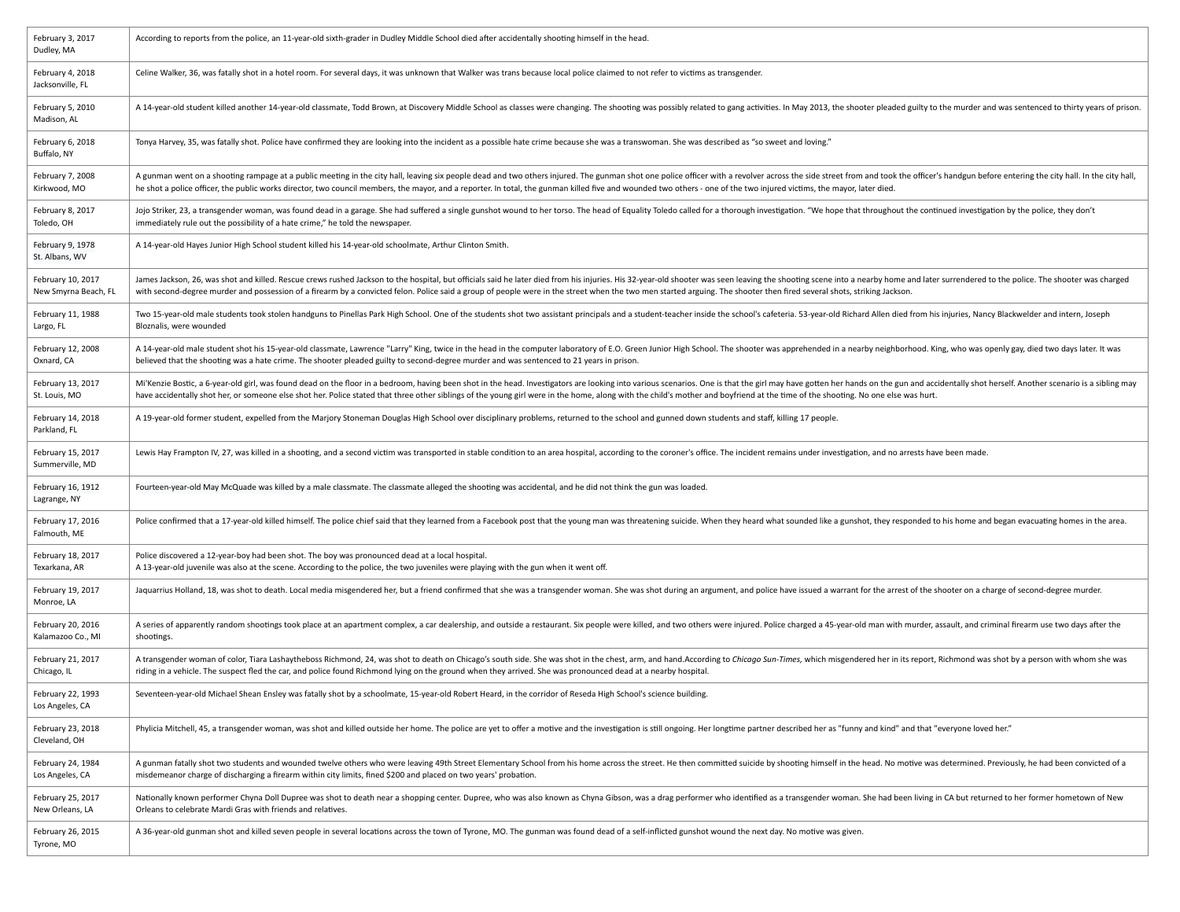| | |
|---|---|
| February 3, 2017<br>Dudley, MA | According to reports from the police, an 11-year-old sixth-grader in Dudley Middle School died after accidentally shooting himself in the head. |
| February 4, 2018<br>Jacksonville, FL | Celine Walker, 36, was fatally shot in a hotel room. For several days, it was unknown that Walker was trans because local police claimed to not refer to victims as transgender. |
| February 5, 2010<br>Madison, AL | A 14-year-old student killed another 14-year-old classmate, Todd Brown, at Discovery Middle School as classes were changing. The shooting was possibly related to gang activities. In May 2013, the shooter pleaded guilty to the murder and was sentenced to thirty years of prison. |
| February 6, 2018<br>Buffalo, NY | Tonya Harvey, 35, was fatally shot. Police have confirmed they are looking into the incident as a possible hate crime because she was a transwoman. She was described as "so sweet and loving." |
| February 7, 2008<br>Kirkwood, MO | A gunman went on a shooting rampage at a public meeting in the city hall, leaving six people dead and two others injured. The gunman shot one police officer with a revolver across the side street from and took the officer's handgun before entering the city hall. In the city hall, he shot a police officer, the public works director, two council members, the mayor, and a reporter. In total, the gunman killed five and wounded two others - one of the two injured victims, the mayor, later died. |
| February 8, 2017<br>Toledo, OH | Jojo Striker, 23, a transgender woman, was found dead in a garage. She had suffered a single gunshot wound to her torso. The head of Equality Toledo called for a thorough investigation. "We hope that throughout the continued investigation by the police, they don't immediately rule out the possibility of a hate crime," he told the newspaper. |
| February 9, 1978<br>St. Albans, WV | A 14-year-old Hayes Junior High School student killed his 14-year-old schoolmate, Arthur Clinton Smith. |
| February 10, 2017<br>New Smyrna Beach, FL | James Jackson, 26, was shot and killed. Rescue crews rushed Jackson to the hospital, but officials said he later died from his injuries. His 32-year-old shooter was seen leaving the shooting scene into a nearby home and later surrendered to the police. The shooter was charged with second-degree murder and possession of a firearm by a convicted felon. Police said a group of people were in the street when the two men started arguing. The shooter then fired several shots, striking Jackson. |
| February 11, 1988<br>Largo, FL | Two 15-year-old male students took stolen handguns to Pinellas Park High School. One of the students shot two assistant principals and a student-teacher inside the school's cafeteria. 53-year-old Richard Allen died from his injuries, Nancy Blackwelder and intern, Joseph Bloznalis, were wounded |
| February 12, 2008<br>Oxnard, CA | A 14-year-old male student shot his 15-year-old classmate, Lawrence "Larry" King, twice in the head in the computer laboratory of E.O. Green Junior High School. The shooter was apprehended in a nearby neighborhood. King, who was openly gay, died two days later. It was believed that the shooting was a hate crime. The shooter pleaded guilty to second-degree murder and was sentenced to 21 years in prison. |
| February 13, 2017<br>St. Louis, MO | Mi'Kenzie Bostic, a 6-year-old girl, was found dead on the floor in a bedroom, having been shot in the head. Investigators are looking into various scenarios. One is that the girl may have gotten her hands on the gun and accidentally shot herself. Another scenario is a sibling may have accidentally shot her, or someone else shot her. Police stated that three other siblings of the young girl were in the home, along with the child's mother and boyfriend at the time of the shooting. No one else was hurt. |
| February 14, 2018<br>Parkland, FL | A 19-year-old former student, expelled from the Marjory Stoneman Douglas High School over disciplinary problems, returned to the school and gunned down students and staff, killing 17 people. |
| February 15, 2017<br>Summerville, MD | Lewis Hay Frampton IV, 27, was killed in a shooting, and a second victim was transported in stable condition to an area hospital, according to the coroner's office. The incident remains under investigation, and no arrests have been made. |
| February 16, 1912<br>Lagrange, NY | Fourteen-year-old May McQuade was killed by a male classmate. The classmate alleged the shooting was accidental, and he did not think the gun was loaded. |
| February 17, 2016<br>Falmouth, ME | Police confirmed that a 17-year-old killed himself. The police chief said that they learned from a Facebook post that the young man was threatening suicide. When they heard what sounded like a gunshot, they responded to his home and began evacuating homes in the area. |
| February 18, 2017<br>Texarkana, AR | Police discovered a 12-year-boy had been shot. The boy was pronounced dead at a local hospital.<br>A 13-year-old juvenile was also at the scene. According to the police, the two juveniles were playing with the gun when it went off. |
| February 19, 2017<br>Monroe, LA | Jaquarrius Holland, 18, was shot to death. Local media misgendered her, but a friend confirmed that she was a transgender woman. She was shot during an argument, and police have issued a warrant for the arrest of the shooter on a charge of second-degree murder. |
| February 20, 2016<br>Kalamazoo Co., MI | A series of apparently random shootings took place at an apartment complex, a car dealership, and outside a restaurant. Six people were killed, and two others were injured. Police charged a 45-year-old man with murder, assault, and criminal firearm use two days after the shootings. |
| February 21, 2017<br>Chicago, IL | A transgender woman of color, Tiara Lashaytheboss Richmond, 24, was shot to death on Chicago's south side. She was shot in the chest, arm, and hand.According to *Chicago Sun-Times,* which misgendered her in its report, Richmond was shot by a person with whom she was riding in a vehicle. The suspect fled the car, and police found Richmond lying on the ground when they arrived. She was pronounced dead at a nearby hospital. |
| February 22, 1993<br>Los Angeles, CA | Seventeen-year-old Michael Shean Ensley was fatally shot by a schoolmate, 15-year-old Robert Heard, in the corridor of Reseda High School's science building. |
| February 23, 2018<br>Cleveland, OH | Phylicia Mitchell, 45, a transgender woman, was shot and killed outside her home. The police are yet to offer a motive and the investigation is still ongoing. Her longtime partner described her as "funny and kind" and that "everyone loved her." |
| February 24, 1984<br>Los Angeles, CA | A gunman fatally shot two students and wounded twelve others who were leaving 49th Street Elementary School from his home across the street. He then committed suicide by shooting himself in the head. No motive was determined. Previously, he had been convicted of a misdemeanor charge of discharging a firearm within city limits, fined $200 and placed on two years' probation. |
| February 25, 2017<br>New Orleans, LA | Nationally known performer Chyna Doll Dupree was shot to death near a shopping center. Dupree, who was also known as Chyna Gibson, was a drag performer who identified as a transgender woman. She had been living in CA but returned to her former hometown of New Orleans to celebrate Mardi Gras with friends and relatives. |
| February 26, 2015<br>Tyrone, MO | A 36-year-old gunman shot and killed seven people in several locations across the town of Tyrone, MO. The gunman was found dead of a self-inflicted gunshot wound the next day. No motive was given. |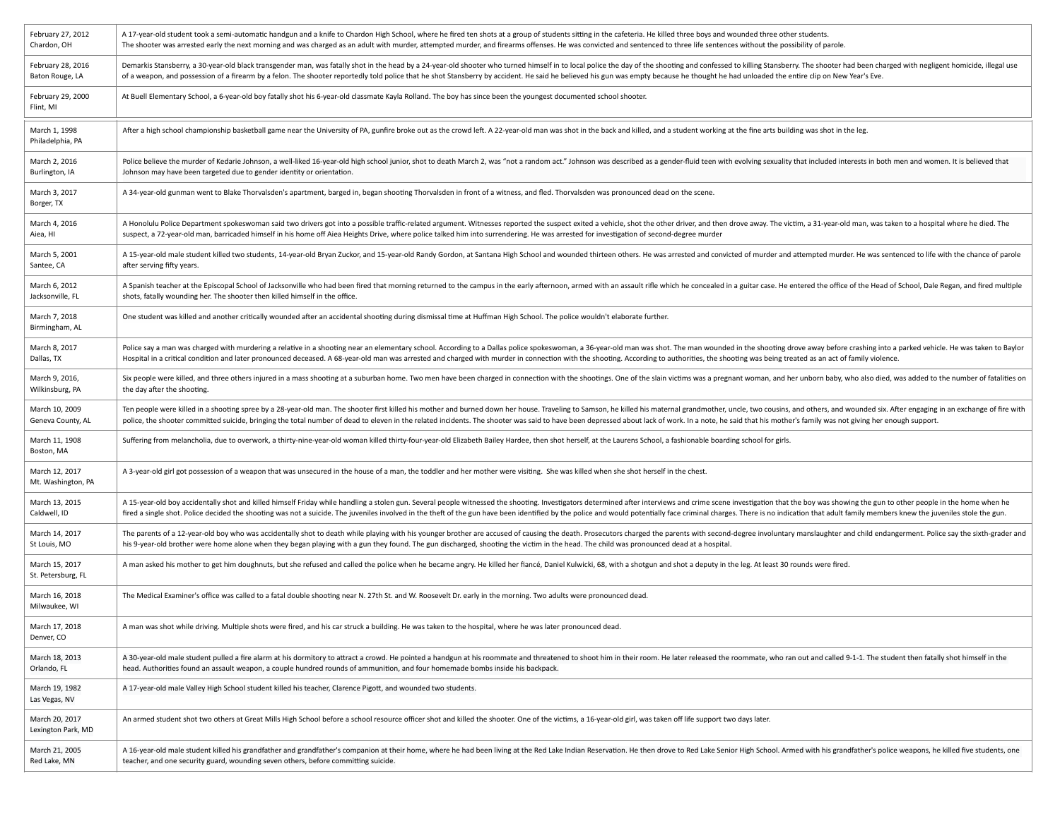| | |
|---|---|
| February 27, 2012<br>Chardon, OH | A 17-year-old student took a semi-automatic handgun and a knife to Chardon High School, where he fired ten shots at a group of students sitting in the cafeteria. He killed three boys and wounded three other students. The shooter was arrested early the next morning and was charged as an adult with murder, attempted murder, and firearms offenses. He was convicted and sentenced to three life sentences without the possibility of parole. |
| February 28, 2016<br>Baton Rouge, LA | Demarkis Stansberry, a 30-year-old black transgender man, was fatally shot in the head by a 24-year-old shooter who turned himself in to local police the day of the shooting and confessed to killing Stansberry. The shooter had been charged with negligent homicide, illegal use of a weapon, and possession of a firearm by a felon. The shooter reportedly told police that he shot Stansberry by accident. He said he believed his gun was empty because he thought he had unloaded the entire clip on New Year's Eve. |
| February 29, 2000<br>Flint, MI | At Buell Elementary School, a 6-year-old boy fatally shot his 6-year-old classmate Kayla Rolland. The boy has since been the youngest documented school shooter. |
| March 1, 1998<br>Philadelphia, PA | After a high school championship basketball game near the University of PA, gunfire broke out as the crowd left. A 22-year-old man was shot in the back and killed, and a student working at the fine arts building was shot in the leg. |
| March 2, 2016<br>Burlington, IA | Police believe the murder of Kedarie Johnson, a well-liked 16-year-old high school junior, shot to death March 2, was "not a random act." Johnson was described as a gender-fluid teen with evolving sexuality that included interests in both men and women. It is believed that Johnson may have been targeted due to gender identity or orientation. |
| March 3, 2017<br>Borger, TX | A 34-year-old gunman went to Blake Thorvalsden's apartment, barged in, began shooting Thorvalsden in front of a witness, and fled. Thorvalsden was pronounced dead on the scene. |
| March 4, 2016<br>Aiea, HI | A Honolulu Police Department spokeswoman said two drivers got into a possible traffic-related argument. Witnesses reported the suspect exited a vehicle, shot the other driver, and then drove away. The victim, a 31-year-old man, was taken to a hospital where he died. The suspect, a 72-year-old man, barricaded himself in his home off Aiea Heights Drive, where police talked him into surrendering. He was arrested for investigation of second-degree murder |
| March 5, 2001<br>Santee, CA | A 15-year-old male student killed two students, 14-year-old Bryan Zuckor, and 15-year-old Randy Gordon, at Santana High School and wounded thirteen others. He was arrested and convicted of murder and attempted murder. He was sentenced to life with the chance of parole after serving fifty years. |
| March 6, 2012<br>Jacksonville, FL | A Spanish teacher at the Episcopal School of Jacksonville who had been fired that morning returned to the campus in the early afternoon, armed with an assault rifle which he concealed in a guitar case. He entered the office of the Head of School, Dale Regan, and fired multiple shots, fatally wounding her. The shooter then killed himself in the office. |
| March 7, 2018<br>Birmingham, AL | One student was killed and another critically wounded after an accidental shooting during dismissal time at Huffman High School. The police wouldn't elaborate further. |
| March 8, 2017<br>Dallas, TX | Police say a man was charged with murdering a relative in a shooting near an elementary school. According to a Dallas police spokeswoman, a 36-year-old man was shot. The man wounded in the shooting drove away before crashing into a parked vehicle. He was taken to Baylor Hospital in a critical condition and later pronounced deceased. A 68-year-old man was arrested and charged with murder in connection with the shooting. According to authorities, the shooting was being treated as an act of family violence. |
| March 9, 2016,<br>Wilkinsburg, PA | Six people were killed, and three others injured in a mass shooting at a suburban home. Two men have been charged in connection with the shootings. One of the slain victims was a pregnant woman, and her unborn baby, who also died, was added to the number of fatalities on the day after the shooting. |
| March 10, 2009<br>Geneva County, AL | Ten people were killed in a shooting spree by a 28-year-old man. The shooter first killed his mother and burned down her house. Traveling to Samson, he killed his maternal grandmother, uncle, two cousins, and others, and wounded six. After engaging in an exchange of fire with police, the shooter committed suicide, bringing the total number of dead to eleven in the related incidents. The shooter was said to have been depressed about lack of work. In a note, he said that his mother's family was not giving her enough support. |
| March 11, 1908<br>Boston, MA | Suffering from melancholia, due to overwork, a thirty-nine-year-old woman killed thirty-four-year-old Elizabeth Bailey Hardee, then shot herself, at the Laurens School, a fashionable boarding school for girls. |
| March 12, 2017<br>Mt. Washington, PA | A 3-year-old girl got possession of a weapon that was unsecured in the house of a man, the toddler and her mother were visiting. She was killed when she shot herself in the chest. |
| March 13, 2015<br>Caldwell, ID | A 15-year-old boy accidentally shot and killed himself Friday while handling a stolen gun. Several people witnessed the shooting. Investigators determined after interviews and crime scene investigation that the boy was showing the gun to other people in the home when he fired a single shot. Police decided the shooting was not a suicide. The juveniles involved in the theft of the gun have been identified by the police and would potentially face criminal charges. There is no indication that adult family members knew the juveniles stole the gun. |
| March 14, 2017<br>St Louis, MO | The parents of a 12-year-old boy who was accidentally shot to death while playing with his younger brother are accused of causing the death. Prosecutors charged the parents with second-degree involuntary manslaughter and child endangerment. Police say the sixth-grader and his 9-year-old brother were home alone when they began playing with a gun they found. The gun discharged, shooting the victim in the head. The child was pronounced dead at a hospital. |
| March 15, 2017<br>St. Petersburg, FL | A man asked his mother to get him doughnuts, but she refused and called the police when he became angry. He killed her fiancé, Daniel Kulwicki, 68, with a shotgun and shot a deputy in the leg. At least 30 rounds were fired. |
| March 16, 2018<br>Milwaukee, WI | The Medical Examiner's office was called to a fatal double shooting near N. 27th St. and W. Roosevelt Dr. early in the morning. Two adults were pronounced dead. |
| March 17, 2018<br>Denver, CO | A man was shot while driving. Multiple shots were fired, and his car struck a building. He was taken to the hospital, where he was later pronounced dead. |
| March 18, 2013<br>Orlando, FL | A 30-year-old male student pulled a fire alarm at his dormitory to attract a crowd. He pointed a handgun at his roommate and threatened to shoot him in their room. He later released the roommate, who ran out and called 9-1-1. The student then fatally shot himself in the head. Authorities found an assault weapon, a couple hundred rounds of ammunition, and four homemade bombs inside his backpack. |
| March 19, 1982<br>Las Vegas, NV | A 17-year-old male Valley High School student killed his teacher, Clarence Pigott, and wounded two students. |
| March 20, 2017<br>Lexington Park, MD | An armed student shot two others at Great Mills High School before a school resource officer shot and killed the shooter. One of the victims, a 16-year-old girl, was taken off life support two days later. |
| March 21, 2005<br>Red Lake, MN | A 16-year-old male student killed his grandfather and grandfather's companion at their home, where he had been living at the Red Lake Indian Reservation. He then drove to Red Lake Senior High School. Armed with his grandfather's police weapons, he killed five students, one teacher, and one security guard, wounding seven others, before committing suicide. |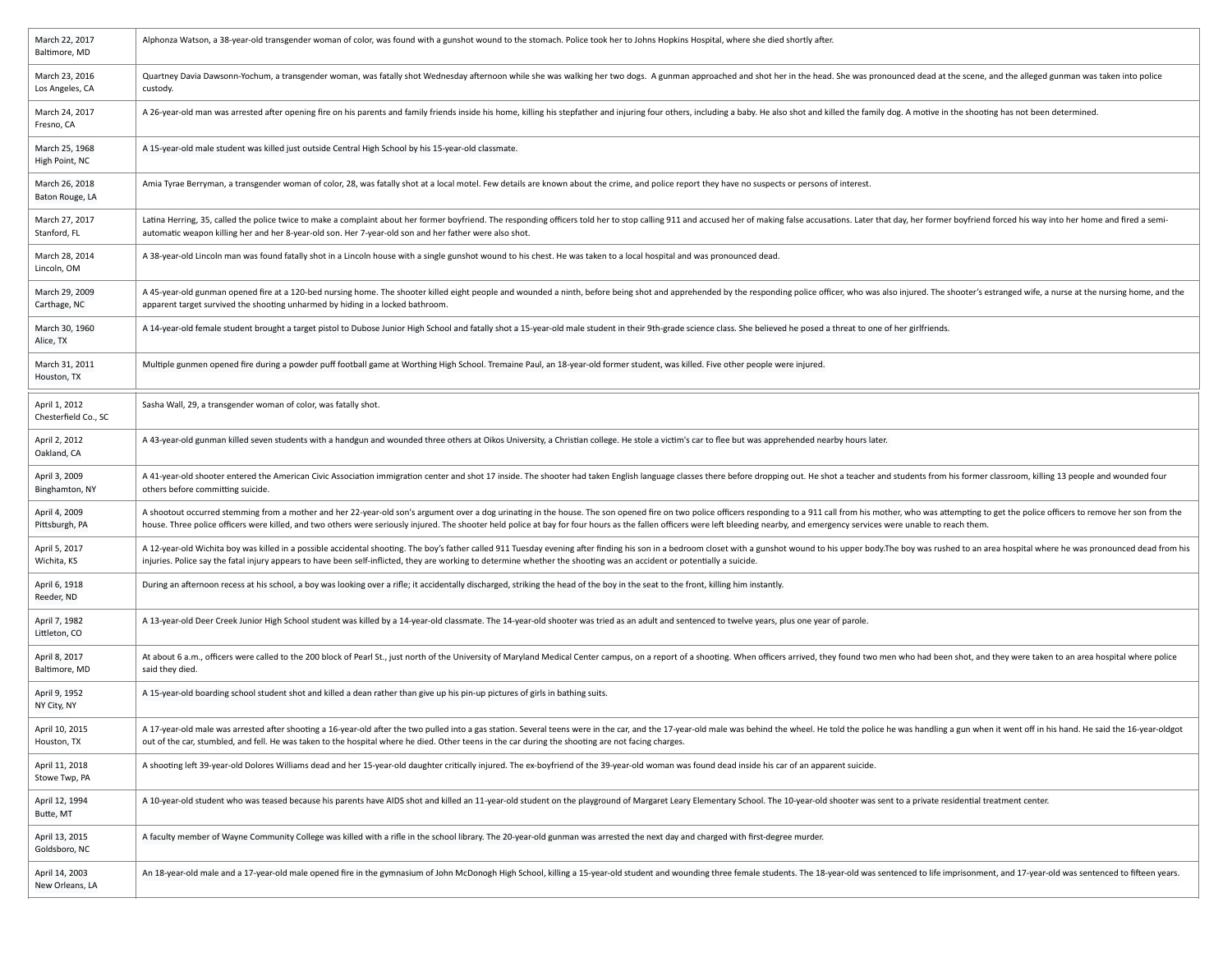| | |
|---|---|
| March 22, 2017<br>Baltimore, MD | Alphonza Watson, a 38-year-old transgender woman of color, was found with a gunshot wound to the stomach. Police took her to Johns Hopkins Hospital, where she died shortly after. |
| March 23, 2016<br>Los Angeles, CA | Quartney Davia Dawsonn-Yochum, a transgender woman, was fatally shot Wednesday afternoon while she was walking her two dogs.  A gunman approached and shot her in the head. She was pronounced dead at the scene, and the alleged gunman was taken into police custody. |
| March 24, 2017<br>Fresno, CA | A 26-year-old man was arrested after opening fire on his parents and family friends inside his home, killing his stepfather and injuring four others, including a baby. He also shot and killed the family dog. A motive in the shooting has not been determined. |
| March 25, 1968<br>High Point, NC | A 15-year-old male student was killed just outside Central High School by his 15-year-old classmate. |
| March 26, 2018<br>Baton Rouge, LA | Amia Tyrae Berryman, a transgender woman of color, 28, was fatally shot at a local motel. Few details are known about the crime, and police report they have no suspects or persons of interest. |
| March 27, 2017<br>Stanford, FL | Latina Herring, 35, called the police twice to make a complaint about her former boyfriend. The responding officers told her to stop calling 911 and accused her of making false accusations. Later that day, her former boyfriend forced his way into her home and fired a semi-automatic weapon killing her and her 8-year-old son. Her 7-year-old son and her father were also shot. |
| March 28, 2014<br>Lincoln, OM | A 38-year-old Lincoln man was found fatally shot in a Lincoln house with a single gunshot wound to his chest. He was taken to a local hospital and was pronounced dead. |
| March 29, 2009<br>Carthage, NC | A 45-year-old gunman opened fire at a 120-bed nursing home. The shooter killed eight people and wounded a ninth, before being shot and apprehended by the responding police officer, who was also injured. The shooter's estranged wife, a nurse at the nursing home, and the apparent target survived the shooting unharmed by hiding in a locked bathroom. |
| March 30, 1960<br>Alice, TX | A 14-year-old female student brought a target pistol to Dubose Junior High School and fatally shot a 15-year-old male student in their 9th-grade science class. She believed he posed a threat to one of her girlfriends. |
| March 31, 2011<br>Houston, TX | Multiple gunmen opened fire during a powder puff football game at Worthing High School. Tremaine Paul, an 18-year-old former student, was killed. Five other people were injured. |
| April 1, 2012<br>Chesterfield Co., SC | Sasha Wall, 29, a transgender woman of color, was fatally shot. |
| April 2, 2012<br>Oakland, CA | A 43-year-old gunman killed seven students with a handgun and wounded three others at Oikos University, a Christian college. He stole a victim's car to flee but was apprehended nearby hours later. |
| April 3, 2009<br>Binghamton, NY | A 41-year-old shooter entered the American Civic Association immigration center and shot 17 inside. The shooter had taken English language classes there before dropping out. He shot a teacher and students from his former classroom, killing 13 people and wounded four others before committing suicide. |
| April 4, 2009<br>Pittsburgh, PA | A shootout occurred stemming from a mother and her 22-year-old son's argument over a dog urinating in the house. The son opened fire on two police officers responding to a 911 call from his mother, who was attempting to get the police officers to remove her son from the house. Three police officers were killed, and two others were seriously injured. The shooter held police at bay for four hours as the fallen officers were left bleeding nearby, and emergency services were unable to reach them. |
| April 5, 2017<br>Wichita, KS | A 12-year-old Wichita boy was killed in a possible accidental shooting. The boy's father called 911 Tuesday evening after finding his son in a bedroom closet with a gunshot wound to his upper body.The boy was rushed to an area hospital where he was pronounced dead from his injuries. Police say the fatal injury appears to have been self-inflicted, they are working to determine whether the shooting was an accident or potentially a suicide. |
| April 6, 1918<br>Reeder, ND | During an afternoon recess at his school, a boy was looking over a rifle; it accidentally discharged, striking the head of the boy in the seat to the front, killing him instantly. |
| April 7, 1982<br>Littleton, CO | A 13-year-old Deer Creek Junior High School student was killed by a 14-year-old classmate. The 14-year-old shooter was tried as an adult and sentenced to twelve years, plus one year of parole. |
| April 8, 2017<br>Baltimore, MD | At about 6 a.m., officers were called to the 200 block of Pearl St., just north of the University of Maryland Medical Center campus, on a report of a shooting. When officers arrived, they found two men who had been shot, and they were taken to an area hospital where police said they died. |
| April 9, 1952<br>NY City, NY | A 15-year-old boarding school student shot and killed a dean rather than give up his pin-up pictures of girls in bathing suits. |
| April 10, 2015<br>Houston, TX | A 17-year-old male was arrested after shooting a 16-year-old after the two pulled into a gas station. Several teens were in the car, and the 17-year-old male was behind the wheel. He told the police he was handling a gun when it went off in his hand. He said the 16-year-oldgot out of the car, stumbled, and fell. He was taken to the hospital where he died. Other teens in the car during the shooting are not facing charges. |
| April 11, 2018<br>Stowe Twp, PA | A shooting left 39-year-old Dolores Williams dead and her 15-year-old daughter critically injured. The ex-boyfriend of the 39-year-old woman was found dead inside his car of an apparent suicide. |
| April 12, 1994<br>Butte, MT | A 10-year-old student who was teased because his parents have AIDS shot and killed an 11-year-old student on the playground of Margaret Leary Elementary School. The 10-year-old shooter was sent to a private residential treatment center. |
| April 13, 2015<br>Goldsboro, NC | A faculty member of Wayne Community College was killed with a rifle in the school library. The 20-year-old gunman was arrested the next day and charged with first-degree murder. |
| April 14, 2003<br>New Orleans, LA | An 18-year-old male and a 17-year-old male opened fire in the gymnasium of John McDonogh High School, killing a 15-year-old student and wounding three female students. The 18-year-old was sentenced to life imprisonment, and 17-year-old was sentenced to fifteen years. |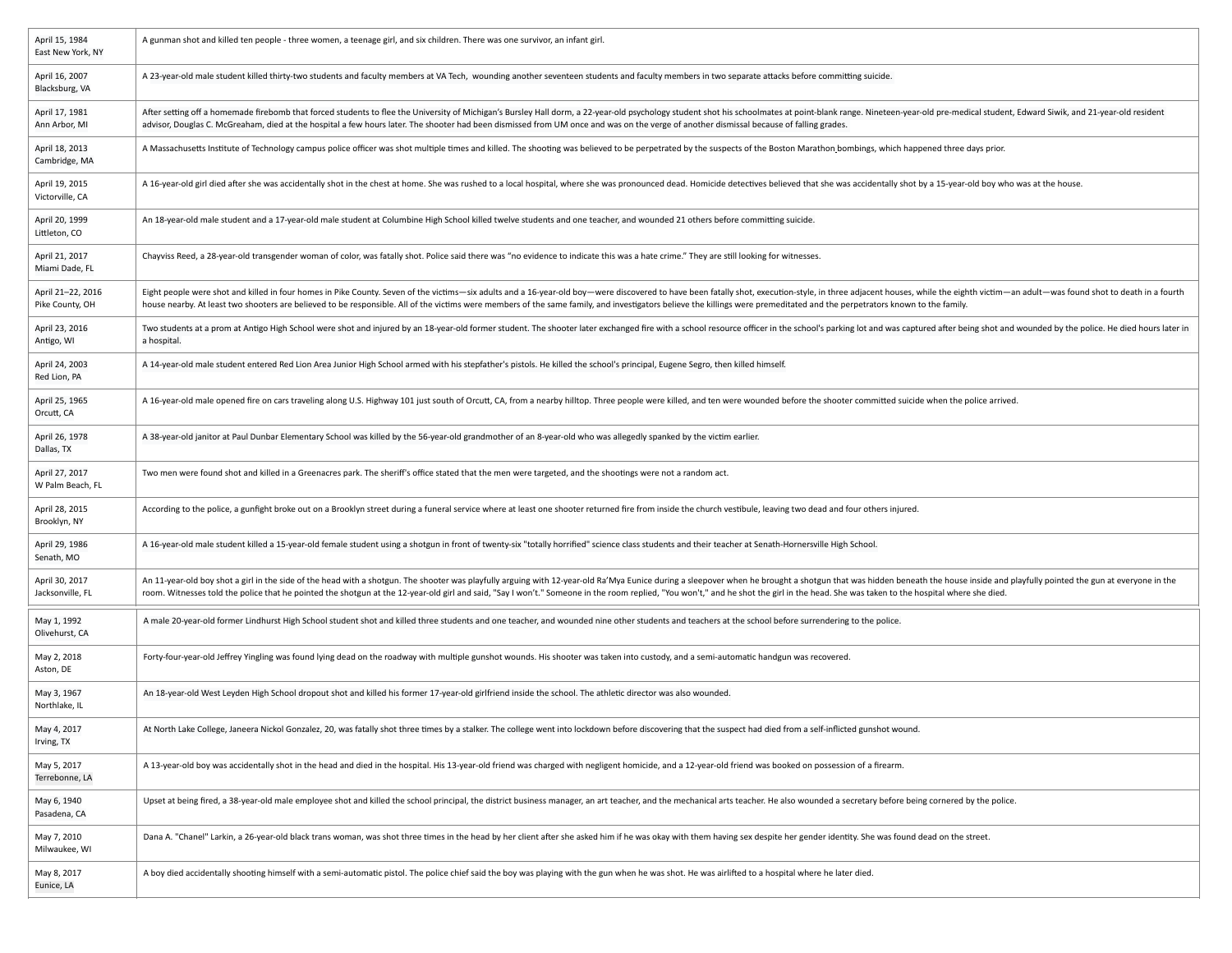| | |
|---|---|
| April 15, 1984<br>East New York, NY | A gunman shot and killed ten people - three women, a teenage girl, and six children. There was one survivor, an infant girl. |
| April 16, 2007<br>Blacksburg, VA | A 23-year-old male student killed thirty-two students and faculty members at VA Tech, wounding another seventeen students and faculty members in two separate attacks before committing suicide. |
| April 17, 1981<br>Ann Arbor, MI | After setting off a homemade firebomb that forced students to flee the University of Michigan's Bursley Hall dorm, a 22-year-old psychology student shot his schoolmates at point-blank range. Nineteen-year-old pre-medical student, Edward Siwik, and 21-year-old resident advisor, Douglas C. McGreaham, died at the hospital a few hours later. The shooter had been dismissed from UM once and was on the verge of another dismissal because of falling grades. |
| April 18, 2013<br>Cambridge, MA | A Massachusetts Institute of Technology campus police officer was shot multiple times and killed. The shooting was believed to be perpetrated by the suspects of the Boston Marathon bombings, which happened three days prior. |
| April 19, 2015<br>Victorville, CA | A 16-year-old girl died after she was accidentally shot in the chest at home. She was rushed to a local hospital, where she was pronounced dead. Homicide detectives believed that she was accidentally shot by a 15-year-old boy who was at the house. |
| April 20, 1999<br>Littleton, CO | An 18-year-old male student and a 17-year-old male student at Columbine High School killed twelve students and one teacher, and wounded 21 others before committing suicide. |
| April 21, 2017<br>Miami Dade, FL | Chayviss Reed, a 28-year-old transgender woman of color, was fatally shot. Police said there was "no evidence to indicate this was a hate crime." They are still looking for witnesses. |
| April 21–22, 2016<br>Pike County, OH | Eight people were shot and killed in four homes in Pike County. Seven of the victims—six adults and a 16-year-old boy—were discovered to have been fatally shot, execution-style, in three adjacent houses, while the eighth victim—an adult—was found shot to death in a fourth house nearby. At least two shooters are believed to be responsible. All of the victims were members of the same family, and investigators believe the killings were premeditated and the perpetrators known to the family. |
| April 23, 2016<br>Antigo, WI | Two students at a prom at Antigo High School were shot and injured by an 18-year-old former student. The shooter later exchanged fire with a school resource officer in the school's parking lot and was captured after being shot and wounded by the police. He died hours later in a hospital. |
| April 24, 2003<br>Red Lion, PA | A 14-year-old male student entered Red Lion Area Junior High School armed with his stepfather's pistols. He killed the school's principal, Eugene Segro, then killed himself. |
| April 25, 1965<br>Orcutt, CA | A 16-year-old male opened fire on cars traveling along U.S. Highway 101 just south of Orcutt, CA, from a nearby hilltop. Three people were killed, and ten were wounded before the shooter committed suicide when the police arrived. |
| April 26, 1978<br>Dallas, TX | A 38-year-old janitor at Paul Dunbar Elementary School was killed by the 56-year-old grandmother of an 8-year-old who was allegedly spanked by the victim earlier. |
| April 27, 2017<br>W Palm Beach, FL | Two men were found shot and killed in a Greenacres park. The sheriff's office stated that the men were targeted, and the shootings were not a random act. |
| April 28, 2015<br>Brooklyn, NY | According to the police, a gunfight broke out on a Brooklyn street during a funeral service where at least one shooter returned fire from inside the church vestibule, leaving two dead and four others injured. |
| April 29, 1986<br>Senath, MO | A 16-year-old male student killed a 15-year-old female student using a shotgun in front of twenty-six "totally horrified" science class students and their teacher at Senath-Hornersville High School. |
| April 30, 2017<br>Jacksonville, FL | An 11-year-old boy shot a girl in the side of the head with a shotgun. The shooter was playfully arguing with 12-year-old Ra'Mya Eunice during a sleepover when he brought a shotgun that was hidden beneath the house inside and playfully pointed the gun at everyone in the room. Witnesses told the police that he pointed the shotgun at the 12-year-old girl and said, "Say I won't." Someone in the room replied, "You won't," and he shot the girl in the head. She was taken to the hospital where she died. |
| May 1, 1992<br>Olivehurst, CA | A male 20-year-old former Lindhurst High School student shot and killed three students and one teacher, and wounded nine other students and teachers at the school before surrendering to the police. |
| May 2, 2018<br>Aston, DE | Forty-four-year-old Jeffrey Yingling was found lying dead on the roadway with multiple gunshot wounds. His shooter was taken into custody, and a semi-automatic handgun was recovered. |
| May 3, 1967<br>Northlake, IL | An 18-year-old West Leyden High School dropout shot and killed his former 17-year-old girlfriend inside the school. The athletic director was also wounded. |
| May 4, 2017<br>Irving, TX | At North Lake College, Janeera Nickol Gonzalez, 20, was fatally shot three times by a stalker. The college went into lockdown before discovering that the suspect had died from a self-inflicted gunshot wound. |
| May 5, 2017<br>Terrebonne, LA | A 13-year-old boy was accidentally shot in the head and died in the hospital. His 13-year-old friend was charged with negligent homicide, and a 12-year-old friend was booked on possession of a firearm. |
| May 6, 1940<br>Pasadena, CA | Upset at being fired, a 38-year-old male employee shot and killed the school principal, the district business manager, an art teacher, and the mechanical arts teacher. He also wounded a secretary before being cornered by the police. |
| May 7, 2010<br>Milwaukee, WI | Dana A. "Chanel" Larkin, a 26-year-old black trans woman, was shot three times in the head by her client after she asked him if he was okay with them having sex despite her gender identity. She was found dead on the street. |
| May 8, 2017<br>Eunice, LA | A boy died accidentally shooting himself with a semi-automatic pistol. The police chief said the boy was playing with the gun when he was shot. He was airlifted to a hospital where he later died. |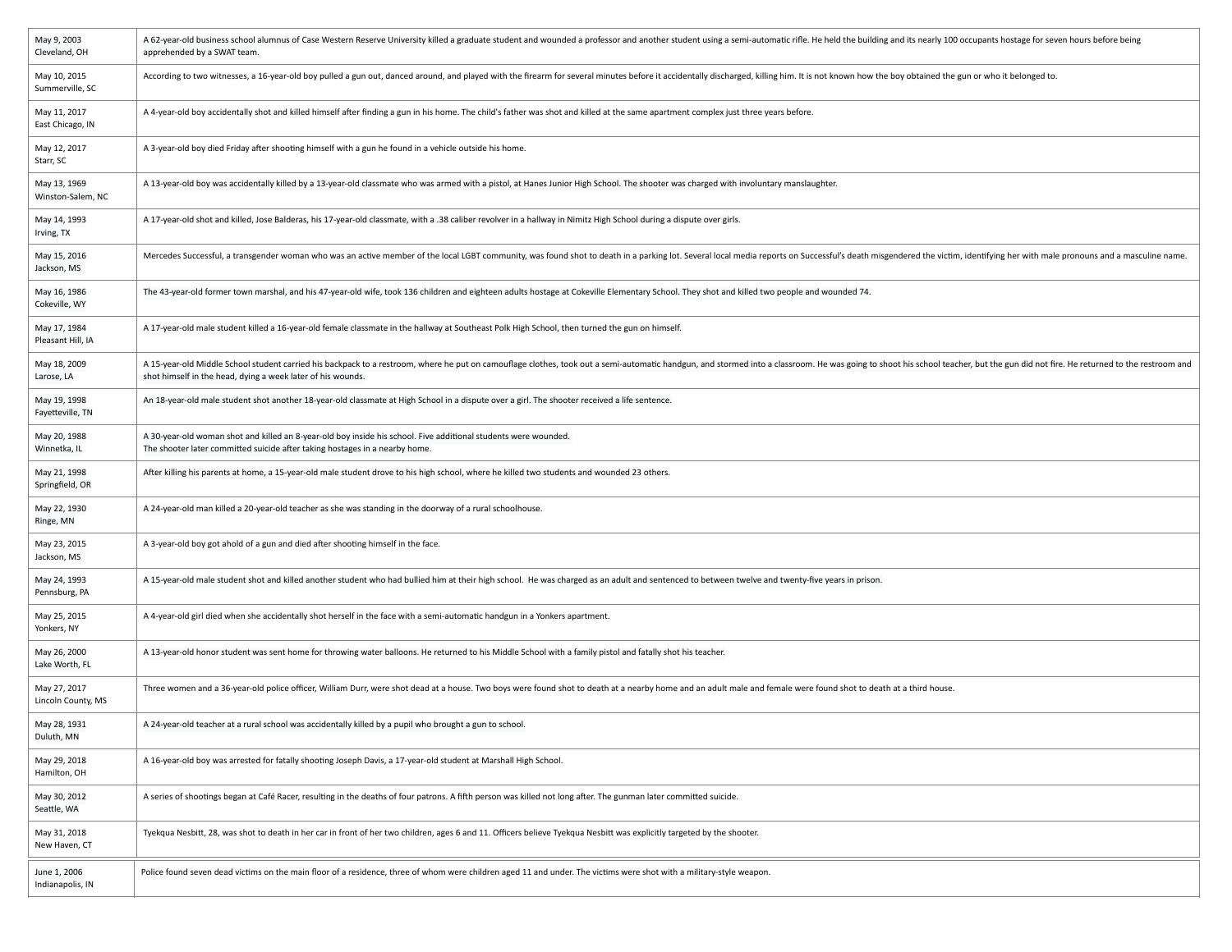| | |
|---|---|
| May 9, 2003<br>Cleveland, OH | A 62-year-old business school alumnus of Case Western Reserve University killed a graduate student and wounded a professor and another student using a semi-automatic rifle. He held the building and its nearly 100 occupants hostage for seven hours before being apprehended by a SWAT team. |
| May 10, 2015<br>Summerville, SC | According to two witnesses, a 16-year-old boy pulled a gun out, danced around, and played with the firearm for several minutes before it accidentally discharged, killing him. It is not known how the boy obtained the gun or who it belonged to. |
| May 11, 2017<br>East Chicago, IN | A 4-year-old boy accidentally shot and killed himself after finding a gun in his home. The child's father was shot and killed at the same apartment complex just three years before. |
| May 12, 2017<br>Starr, SC | A 3-year-old boy died Friday after shooting himself with a gun he found in a vehicle outside his home. |
| May 13, 1969<br>Winston-Salem, NC | A 13-year-old boy was accidentally killed by a 13-year-old classmate who was armed with a pistol, at Hanes Junior High School. The shooter was charged with involuntary manslaughter. |
| May 14, 1993<br>Irving, TX | A 17-year-old shot and killed, Jose Balderas, his 17-year-old classmate, with a .38 caliber revolver in a hallway in Nimitz High School during a dispute over girls. |
| May 15, 2016<br>Jackson, MS | Mercedes Successful, a transgender woman who was an active member of the local LGBT community, was found shot to death in a parking lot. Several local media reports on Successful's death misgendered the victim, identifying her with male pronouns and a masculine name. |
| May 16, 1986<br>Cokeville, WY | The 43-year-old former town marshal, and his 47-year-old wife, took 136 children and eighteen adults hostage at Cokeville Elementary School. They shot and killed two people and wounded 74. |
| May 17, 1984<br>Pleasant Hill, IA | A 17-year-old male student killed a 16-year-old female classmate in the hallway at Southeast Polk High School, then turned the gun on himself. |
| May 18, 2009<br>Larose, LA | A 15-year-old Middle School student carried his backpack to a restroom, where he put on camouflage clothes, took out a semi-automatic handgun, and stormed into a classroom. He was going to shoot his school teacher, but the gun did not fire. He returned to the restroom and shot himself in the head, dying a week later of his wounds. |
| May 19, 1998<br>Fayetteville, TN | An 18-year-old male student shot another 18-year-old classmate at High School in a dispute over a girl. The shooter received a life sentence. |
| May 20, 1988<br>Winnetka, IL | A 30-year-old woman shot and killed an 8-year-old boy inside his school. Five additional students were wounded.<br>The shooter later committed suicide after taking hostages in a nearby home. |
| May 21, 1998<br>Springfield, OR | After killing his parents at home, a 15-year-old male student drove to his high school, where he killed two students and wounded 23 others. |
| May 22, 1930<br>Ringe, MN | A 24-year-old man killed a 20-year-old teacher as she was standing in the doorway of a rural schoolhouse. |
| May 23, 2015<br>Jackson, MS | A 3-year-old boy got ahold of a gun and died after shooting himself in the face. |
| May 24, 1993<br>Pennsburg, PA | A 15-year-old male student shot and killed another student who had bullied him at their high school. He was charged as an adult and sentenced to between twelve and twenty-five years in prison. |
| May 25, 2015<br>Yonkers, NY | A 4-year-old girl died when she accidentally shot herself in the face with a semi-automatic handgun in a Yonkers apartment. |
| May 26, 2000<br>Lake Worth, FL | A 13-year-old honor student was sent home for throwing water balloons. He returned to his Middle School with a family pistol and fatally shot his teacher. |
| May 27, 2017<br>Lincoln County, MS | Three women and a 36-year-old police officer, William Durr, were shot dead at a house. Two boys were found shot to death at a nearby home and an adult male and female were found shot to death at a third house. |
| May 28, 1931<br>Duluth, MN | A 24-year-old teacher at a rural school was accidentally killed by a pupil who brought a gun to school. |
| May 29, 2018<br>Hamilton, OH | A 16-year-old boy was arrested for fatally shooting Joseph Davis, a 17-year-old student at Marshall High School. |
| May 30, 2012<br>Seattle, WA | A series of shootings began at Café Racer, resulting in the deaths of four patrons. A fifth person was killed not long after. The gunman later committed suicide. |
| May 31, 2018<br>New Haven, CT | Tyekqua Nesbitt, 28, was shot to death in her car in front of her two children, ages 6 and 11. Officers believe Tyekqua Nesbitt was explicitly targeted by the shooter. |
| June 1, 2006<br>Indianapolis, IN | Police found seven dead victims on the main floor of a residence, three of whom were children aged 11 and under. The victims were shot with a military-style weapon. |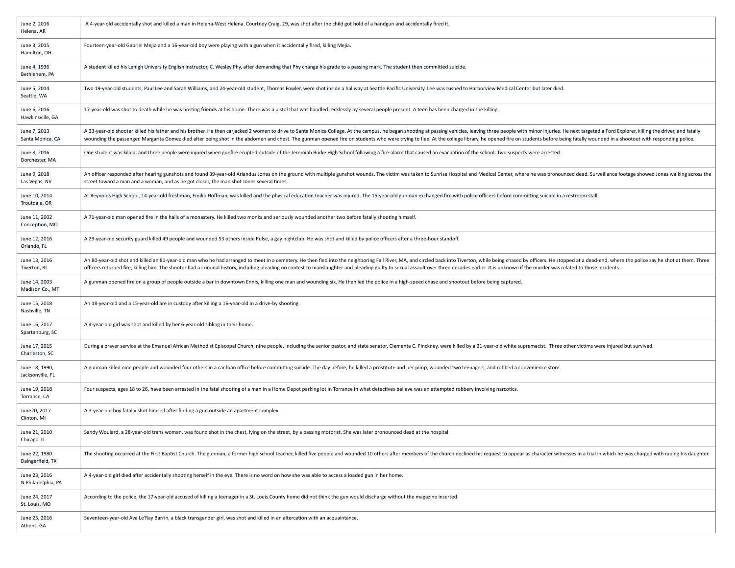| | |
|---|---|
| June 2, 2016<br>Helena, AR | A 4-year-old accidentally shot and killed a man in Helena-West Helena. Courtney Craig, 29, was shot after the child got hold of a handgun and accidentally fired it. |
| June 3, 2015<br>Hamilton, OH | Fourteen-year-old Gabriel Mejia and a 16-year-old boy were playing with a gun when it accidentally fired, killing Mejia. |
| June 4, 1936<br>Bethlehem, PA | A student killed his Lehigh University English instructor, C. Wesley Phy, after demanding that Phy change his grade to a passing mark. The student then committed suicide. |
| June 5, 2014<br>Seattle, WA | Two 19-year-old students, Paul Lee and Sarah Williams, and 24-year-old student, Thomas Fowler, were shot inside a hallway at Seattle Pacific University. Lee was rushed to Harborview Medical Center but later died. |
| June 6, 2016<br>Hawkinsville, GA | 17-year-old was shot to death while he was hosting friends at his home. There was a pistol that was handled recklessly by several people present. A teen has been charged in the killing. |
| June 7, 2013<br>Santa Monica, CA | A 23-year-old shooter killed his father and his brother. He then carjacked 2 women to drive to Santa Monica College. At the campus, he began shooting at passing vehicles, leaving three people with minor injuries. He next targeted a Ford Explorer, killing the driver, and fatally wounding the passenger. Margarita Gomez died after being shot in the abdomen and chest. The gunman opened fire on students who were trying to flee. At the college library, he opened fire on students before being fatally wounded in a shootout with responding police. |
| June 8, 2016<br>Dorchester, MA | One student was killed, and three people were injured when gunfire erupted outside of the Jeremiah Burke High School following a fire-alarm that caused an evacuation of the school. Two suspects were arrested. |
| June 9, 2018<br>Las Vegas, NV | An officer responded after hearing gunshots and found 39-year-old Arlandus Jones on the ground with multiple gunshot wounds. The victim was taken to Sunrise Hospital and Medical Center, where he was pronounced dead. Surveillance footage showed Jones walking across the street toward a man and a woman, and as he got closer, the man shot Jones several times. |
| June 10, 2014<br>Troutdale, OR | At Reynolds High School, 14-year-old freshman, Emilio Hoffman, was killed and the physical education teacher was injured. The 15-year-old gunman exchanged fire with police officers before committing suicide in a restroom stall. |
| June 11, 2002<br>Conception, MO | A 71-year-old man opened fire in the halls of a monastery. He killed two monks and seriously wounded another two before fatally shooting himself. |
| June 12, 2016<br>Orlando, FL | A 29-year-old security guard killed 49 people and wounded 53 others inside Pulse, a gay nightclub. He was shot and killed by police officers after a three-hour standoff. |
| June 13, 2016<br>Tiverton, RI | An 80-year-old shot and killed an 81-year-old man who he had arranged to meet in a cemetery. He then fled into the neighboring Fall River, MA, and circled back into Tiverton, while being chased by officers. He stopped at a dead-end, where the police say he shot at them. Three officers returned fire, killing him. The shooter had a criminal history, including pleading no contest to manslaughter and pleading guilty to sexual assault over three decades earlier. It is unknown if the murder was related to those incidents. |
| June 14, 2003<br>Madison Co., MT | A gunman opened fire on a group of people outside a bar in downtown Ennis, killing one man and wounding six. He then led the police in a high-speed chase and shootout before being captured. |
| June 15, 2018<br>Nashville, TN | An 18-year-old and a 15-year-old are in custody after killing a 16-year-old in a drive-by shooting. |
| June 16, 2017<br>Spartanburg, SC | A 4-year-old girl was shot and killed by her 6-year-old sibling in their home. |
| June 17, 2015<br>Charleston, SC | During a prayer service at the Emanuel African Methodist Episcopal Church, nine people, including the senior pastor, and state senator, Clementa C. Pinckney, were killed by a 21-year-old white supremacist. Three other victims were injured but survived. |
| June 18, 1990,<br>Jacksonville, FL | A gunman killed nine people and wounded four others in a car loan office before committing suicide. The day before, he killed a prostitute and her pimp, wounded two teenagers, and robbed a convenience store. |
| June 19, 2018<br>Torrance, CA | Four suspects, ages 18 to 26, have been arrested in the fatal shooting of a man in a Home Depot parking lot in Torrance in what detectives believe was an attempted robbery involving narcotics. |
| June20, 2017<br>Clinton, MI | A 3-year-old boy fatally shot himself after finding a gun outside an apartment complex. |
| June 21, 2010<br>Chicago, IL | Sandy Woulard, a 28-year-old trans woman, was found shot in the chest, lying on the street, by a passing motorist. She was later pronounced dead at the hospital. |
| June 22, 1980<br>Daingerfield, TX | The shooting occurred at the First Baptist Church. The gunman, a former high school teacher, killed five people and wounded 10 others after members of the church declined his request to appear as character witnesses in a trial in which he was charged with raping his daughter. |
| June 23, 2016<br>N Philadelphia, PA | A 4-year-old girl died after accidentally shooting herself in the eye. There is no word on how she was able to access a loaded gun in her home. |
| June 24, 2017<br>St. Louis, MO | According to the police, the 17-year-old accused of killing a teenager in a St. Louis County home did not think the gun would discharge without the magazine inserted. |
| June 25, 2016<br>Athens, GA | Seventeen-year-old Ava Le'Ray Barrin, a black transgender girl, was shot and killed in an altercation with an acquaintance. |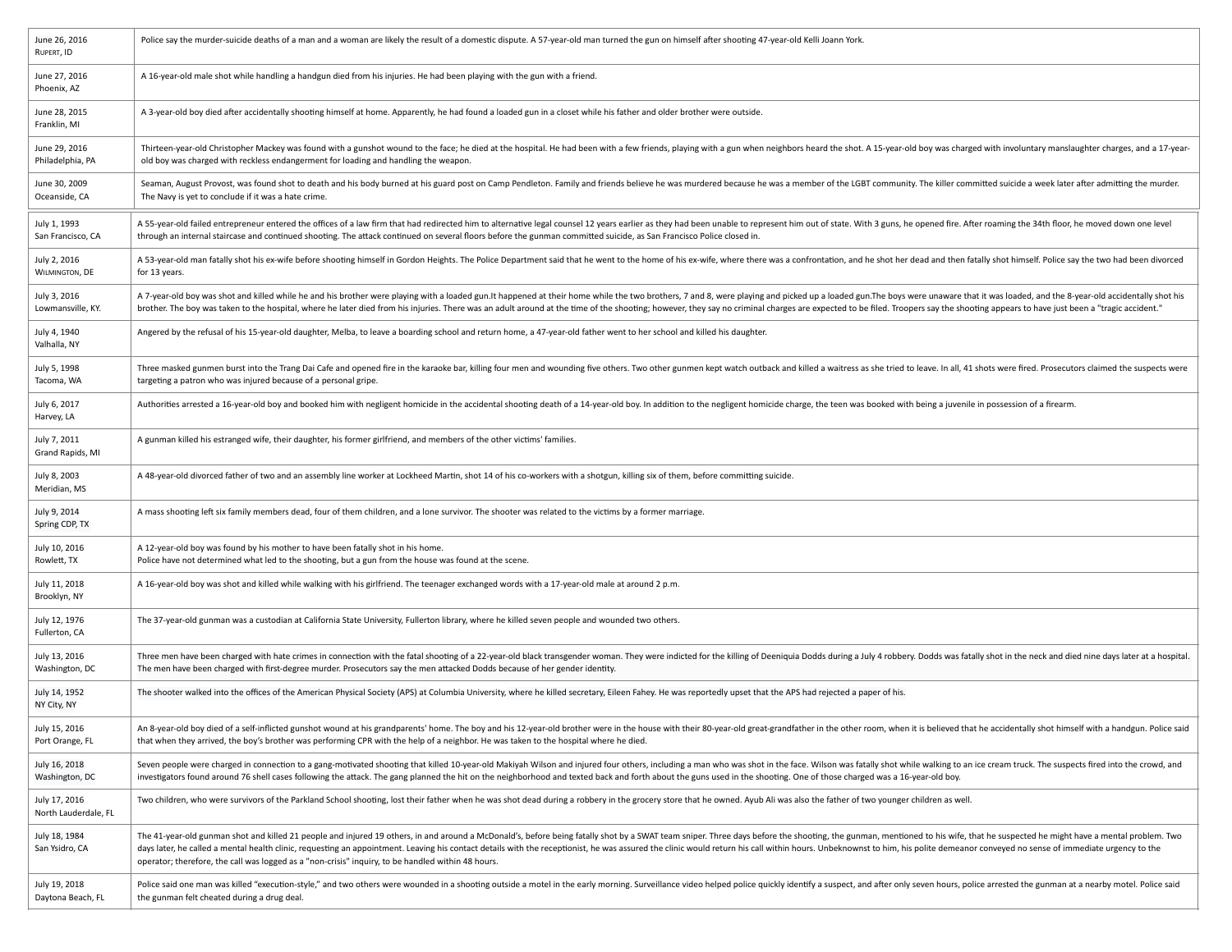| | |
|---|---|
| June 26, 2016<br>Rupert, ID | Police say the murder-suicide deaths of a man and a woman are likely the result of a domestic dispute. A 57-year-old man turned the gun on himself after shooting 47-year-old Kelli Joann York. |
| June 27, 2016<br>Phoenix, AZ | A 16-year-old male shot while handling a handgun died from his injuries. He had been playing with the gun with a friend. |
| June 28, 2015<br>Franklin, MI | A 3-year-old boy died after accidentally shooting himself at home. Apparently, he had found a loaded gun in a closet while his father and older brother were outside. |
| June 29, 2016<br>Philadelphia, PA | Thirteen-year-old Christopher Mackey was found with a gunshot wound to the face; he died at the hospital. He had been with a few friends, playing with a gun when neighbors heard the shot. A 15-year-old boy was charged with involuntary manslaughter charges, and a 17-year-old boy was charged with reckless endangerment for loading and handling the weapon. |
| June 30, 2009<br>Oceanside, CA | Seaman, August Provost, was found shot to death and his body burned at his guard post on Camp Pendleton. Family and friends believe he was murdered because he was a member of the LGBT community. The killer committed suicide a week later after admitting the murder. The Navy is yet to conclude if it was a hate crime. |
| July 1, 1993<br>San Francisco, CA | A 55-year-old failed entrepreneur entered the offices of a law firm that had redirected him to alternative legal counsel 12 years earlier as they had been unable to represent him out of state. With 3 guns, he opened fire. After roaming the 34th floor, he moved down one level through an internal staircase and continued shooting. The attack continued on several floors before the gunman committed suicide, as San Francisco Police closed in. |
| July 2, 2016<br>Wilmington, DE | A 53-year-old man fatally shot his ex-wife before shooting himself in Gordon Heights. The Police Department said that he went to the home of his ex-wife, where there was a confrontation, and he shot her dead and then fatally shot himself. Police say the two had been divorced for 13 years. |
| July 3, 2016<br>Lowmansville, KY. | A 7-year-old boy was shot and killed while he and his brother were playing with a loaded gun.It happened at their home while the two brothers, 7 and 8, were playing and picked up a loaded gun.The boys were unaware that it was loaded, and the 8-year-old accidentally shot his brother. The boy was taken to the hospital, where he later died from his injuries. There was an adult around at the time of the shooting; however, they say no criminal charges are expected to be filed. Troopers say the shooting appears to have just been a "tragic accident." |
| July 4, 1940<br>Valhalla, NY | Angered by the refusal of his 15-year-old daughter, Melba, to leave a boarding school and return home, a 47-year-old father went to her school and killed his daughter. |
| July 5, 1998<br>Tacoma, WA | Three masked gunmen burst into the Trang Dai Cafe and opened fire in the karaoke bar, killing four men and wounding five others. Two other gunmen kept watch outback and killed a waitress as she tried to leave. In all, 41 shots were fired. Prosecutors claimed the suspects were targeting a patron who was injured because of a personal gripe. |
| July 6, 2017<br>Harvey, LA | Authorities arrested a 16-year-old boy and booked him with negligent homicide in the accidental shooting death of a 14-year-old boy. In addition to the negligent homicide charge, the teen was booked with being a juvenile in possession of a firearm. |
| July 7, 2011<br>Grand Rapids, MI | A gunman killed his estranged wife, their daughter, his former girlfriend, and members of the other victims' families. |
| July 8, 2003<br>Meridian, MS | A 48-year-old divorced father of two and an assembly line worker at Lockheed Martin, shot 14 of his co-workers with a shotgun, killing six of them, before committing suicide. |
| July 9, 2014<br>Spring CDP, TX | A mass shooting left six family members dead, four of them children, and a lone survivor. The shooter was related to the victims by a former marriage. |
| July 10, 2016<br>Rowlett, TX | A 12-year-old boy was found by his mother to have been fatally shot in his home.<br>Police have not determined what led to the shooting, but a gun from the house was found at the scene. |
| July 11, 2018<br>Brooklyn, NY | A 16-year-old boy was shot and killed while walking with his girlfriend. The teenager exchanged words with a 17-year-old male at around 2 p.m. |
| July 12, 1976<br>Fullerton, CA | The 37-year-old gunman was a custodian at California State University, Fullerton library, where he killed seven people and wounded two others. |
| July 13, 2016<br>Washington, DC | Three men have been charged with hate crimes in connection with the fatal shooting of a 22-year-old black transgender woman. They were indicted for the killing of Deeniquia Dodds during a July 4 robbery. Dodds was fatally shot in the neck and died nine days later at a hospital. The men have been charged with first-degree murder. Prosecutors say the men attacked Dodds because of her gender identity. |
| July 14, 1952<br>NY City, NY | The shooter walked into the offices of the American Physical Society (APS) at Columbia University, where he killed secretary, Eileen Fahey. He was reportedly upset that the APS had rejected a paper of his. |
| July 15, 2016<br>Port Orange, FL | An 8-year-old boy died of a self-inflicted gunshot wound at his grandparents' home. The boy and his 12-year-old brother were in the house with their 80-year-old great-grandfather in the other room, when it is believed that he accidentally shot himself with a handgun. Police said that when they arrived, the boy's brother was performing CPR with the help of a neighbor. He was taken to the hospital where he died. |
| July 16, 2018<br>Washington, DC | Seven people were charged in connection to a gang-motivated shooting that killed 10-year-old Makiyah Wilson and injured four others, including a man who was shot in the face. Wilson was fatally shot while walking to an ice cream truck. The suspects fired into the crowd, and investigators found around 76 shell cases following the attack. The gang planned the hit on the neighborhood and texted back and forth about the guns used in the shooting. One of those charged was a 16-year-old boy. |
| July 17, 2016<br>North Lauderdale, FL | Two children, who were survivors of the Parkland School shooting, lost their father when he was shot dead during a robbery in the grocery store that he owned. Ayub Ali was also the father of two younger children as well. |
| July 18, 1984<br>San Ysidro, CA | The 41-year-old gunman shot and killed 21 people and injured 19 others, in and around a McDonald's, before being fatally shot by a SWAT team sniper. Three days before the shooting, the gunman, mentioned to his wife, that he suspected he might have a mental problem. Two days later, he called a mental health clinic, requesting an appointment. Leaving his contact details with the receptionist, he was assured the clinic would return his call within hours. Unbeknownst to him, his polite demeanor conveyed no sense of immediate urgency to the operator; therefore, the call was logged as a "non-crisis" inquiry, to be handled within 48 hours. |
| July 19, 2018<br>Daytona Beach, FL | Police said one man was killed "execution-style," and two others were wounded in a shooting outside a motel in the early morning. Surveillance video helped police quickly identify a suspect, and after only seven hours, police arrested the gunman at a nearby motel. Police said the gunman felt cheated during a drug deal. |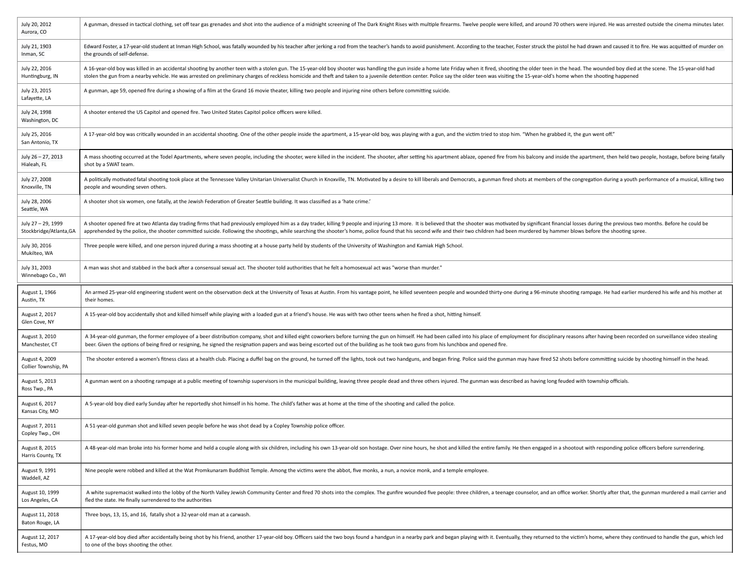| | |
|---|---|
| July 20, 2012<br>Aurora, CO | A gunman, dressed in tactical clothing, set off tear gas grenades and shot into the audience of a midnight screening of The Dark Knight Rises with multiple firearms. Twelve people were killed, and around 70 others were injured. He was arrested outside the cinema minutes later. |
| July 21, 1903<br>Inman, SC | Edward Foster, a 17-year-old student at Inman High School, was fatally wounded by his teacher after jerking a rod from the teacher's hands to avoid punishment. According to the teacher, Foster struck the pistol he had drawn and caused it to fire. He was acquitted of murder on the grounds of self-defense. |
| July 22, 2016<br>Huntingburg, IN | A 16-year-old boy was killed in an accidental shooting by another teen with a stolen gun. The 15-year-old boy shooter was handling the gun inside a home late Friday when it fired, shooting the older teen in the head. The wounded boy died at the scene. The 15-year-old had stolen the gun from a nearby vehicle. He was arrested on preliminary charges of reckless homicide and theft and taken to a juvenile detention center. Police say the older teen was visiting the 15-year-old's home when the shooting happened |
| July 23, 2015<br>Lafayette, LA | A gunman, age 59, opened fire during a showing of a film at the Grand 16 movie theater, killing two people and injuring nine others before committing suicide. |
| July 24, 1998<br>Washington, DC | A shooter entered the US Capitol and opened fire. Two United States Capitol police officers were killed. |
| July 25, 2016<br>San Antonio, TX | A 17-year-old boy was critically wounded in an accidental shooting. One of the other people inside the apartment, a 15-year-old boy, was playing with a gun, and the victim tried to stop him. "When he grabbed it, the gun went off." |
| July 26 – 27, 2013<br>Hialeah, FL | A mass shooting occurred at the Todel Apartments, where seven people, including the shooter, were killed in the incident. The shooter, after setting his apartment ablaze, opened fire from his balcony and inside the apartment, then held two people, hostage, before being fatally shot by a SWAT team. |
| July 27, 2008<br>Knoxville, TN | A politically motivated fatal shooting took place at the Tennessee Valley Unitarian Universalist Church in Knoxville, TN. Motivated by a desire to kill liberals and Democrats, a gunman fired shots at members of the congregation during a youth performance of a musical, killing two people and wounding seven others. |
| July 28, 2006<br>Seattle, WA | A shooter shot six women, one fatally, at the Jewish Federation of Greater Seattle building. It was classified as a 'hate crime.' |
| July 27 – 29, 1999<br>Stockbridge/Atlanta,GA | A shooter opened fire at two Atlanta day trading firms that had previously employed him as a day trader, killing 9 people and injuring 13 more. It is believed that the shooter was motivated by significant financial losses during the previous two months. Before he could be apprehended by the police, the shooter committed suicide. Following the shootings, while searching the shooter's home, police found that his second wife and their two children had been murdered by hammer blows before the shooting spree. |
| July 30, 2016<br>Mukilteo, WA | Three people were killed, and one person injured during a mass shooting at a house party held by students of the University of Washington and Kamiak High School. |
| July 31, 2003<br>Winnebago Co., WI | A man was shot and stabbed in the back after a consensual sexual act. The shooter told authorities that he felt a homosexual act was "worse than murder." |
| August 1, 1966<br>Austin, TX | An armed 25-year-old engineering student went on the observation deck at the University of Texas at Austin. From his vantage point, he killed seventeen people and wounded thirty-one during a 96-minute shooting rampage. He had earlier murdered his wife and his mother at their homes. |
| August 2, 2017<br>Glen Cove, NY | A 15-year-old boy accidentally shot and killed himself while playing with a loaded gun at a friend's house. He was with two other teens when he fired a shot, hitting himself. |
| August 3, 2010<br>Manchester, CT | A 34-year-old gunman, the former employee of a beer distribution company, shot and killed eight coworkers before turning the gun on himself. He had been called into his place of employment for disciplinary reasons after having been recorded on surveillance video stealing beer. Given the options of being fired or resigning, he signed the resignation papers and was being escorted out of the building as he took two guns from his lunchbox and opened fire. |
| August 4, 2009<br>Collier Township, PA | The shooter entered a women's fitness class at a health club. Placing a duffel bag on the ground, he turned off the lights, took out two handguns, and began firing. Police said the gunman may have fired 52 shots before committing suicide by shooting himself in the head. |
| August 5, 2013<br>Ross Twp., PA | A gunman went on a shooting rampage at a public meeting of township supervisors in the municipal building, leaving three people dead and three others injured. The gunman was described as having long feuded with township officials. |
| August 6, 2017<br>Kansas City, MO | A 5-year-old boy died early Sunday after he reportedly shot himself in his home. The child's father was at home at the time of the shooting and called the police. |
| August 7, 2011<br>Copley Twp., OH | A 51-year-old gunman shot and killed seven people before he was shot dead by a Copley Township police officer. |
| August 8, 2015<br>Harris County, TX | A 48-year-old man broke into his former home and held a couple along with six children, including his own 13-year-old son hostage. Over nine hours, he shot and killed the entire family. He then engaged in a shootout with responding police officers before surrendering. |
| August 9, 1991<br>Waddell, AZ | Nine people were robbed and killed at the Wat Promkunaram Buddhist Temple. Among the victims were the abbot, five monks, a nun, a novice monk, and a temple employee. |
| August 10, 1999<br>Los Angeles, CA | A white supremacist walked into the lobby of the North Valley Jewish Community Center and fired 70 shots into the complex. The gunfire wounded five people: three children, a teenage counselor, and an office worker. Shortly after that, the gunman murdered a mail carrier and fled the state. He finally surrendered to the authorities |
| August 11, 2018<br>Baton Rouge, LA | Three boys, 13, 15, and 16, fatally shot a 32-year-old man at a carwash. |
| August 12, 2017<br>Festus, MO | A 17-year-old boy died after accidentally being shot by his friend, another 17-year-old boy. Officers said the two boys found a handgun in a nearby park and began playing with it. Eventually, they returned to the victim's home, where they continued to handle the gun, which led to one of the boys shooting the other. |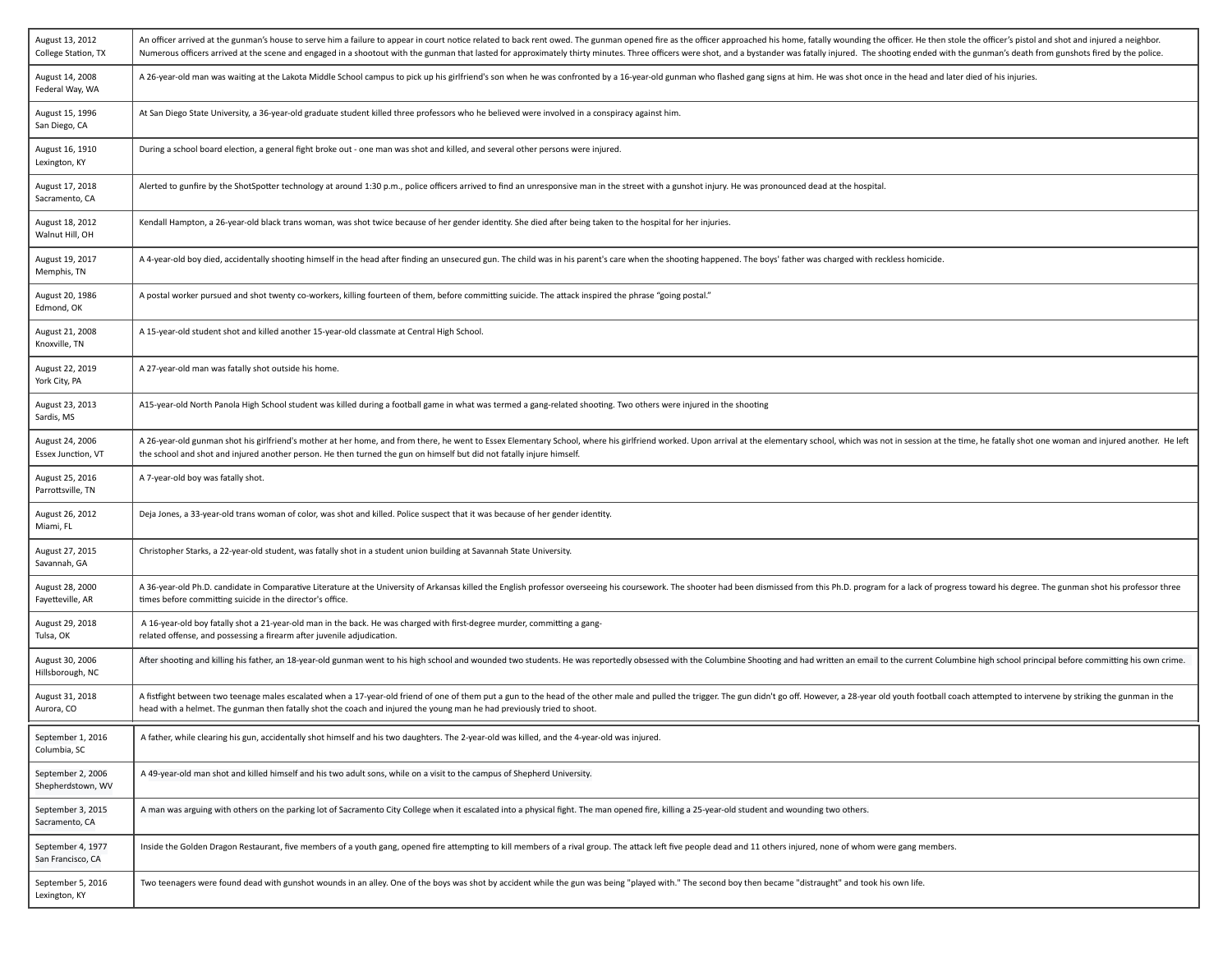| | |
|---|---|
| August 13, 2012<br>College Station, TX | An officer arrived at the gunman's house to serve him a failure to appear in court notice related to back rent owed. The gunman opened fire as the officer approached his home, fatally wounding the officer. He then stole the officer's pistol and shot and injured a neighbor. Numerous officers arrived at the scene and engaged in a shootout with the gunman that lasted for approximately thirty minutes. Three officers were shot, and a bystander was fatally injured. The shooting ended with the gunman's death from gunshots fired by the police. |
| August 14, 2008<br>Federal Way, WA | A 26-year-old man was waiting at the Lakota Middle School campus to pick up his girlfriend's son when he was confronted by a 16-year-old gunman who flashed gang signs at him. He was shot once in the head and later died of his injuries. |
| August 15, 1996<br>San Diego, CA | At San Diego State University, a 36-year-old graduate student killed three professors who he believed were involved in a conspiracy against him. |
| August 16, 1910<br>Lexington, KY | During a school board election, a general fight broke out - one man was shot and killed, and several other persons were injured. |
| August 17, 2018<br>Sacramento, CA | Alerted to gunfire by the ShotSpotter technology at around 1:30 p.m., police officers arrived to find an unresponsive man in the street with a gunshot injury. He was pronounced dead at the hospital. |
| August 18, 2012<br>Walnut Hill, OH | Kendall Hampton, a 26-year-old black trans woman, was shot twice because of her gender identity. She died after being taken to the hospital for her injuries. |
| August 19, 2017<br>Memphis, TN | A 4-year-old boy died, accidentally shooting himself in the head after finding an unsecured gun. The child was in his parent's care when the shooting happened. The boys' father was charged with reckless homicide. |
| August 20, 1986<br>Edmond, OK | A postal worker pursued and shot twenty co-workers, killing fourteen of them, before committing suicide. The attack inspired the phrase "going postal." |
| August 21, 2008<br>Knoxville, TN | A 15-year-old student shot and killed another 15-year-old classmate at Central High School. |
| August 22, 2019<br>York City, PA | A 27-year-old man was fatally shot outside his home. |
| August 23, 2013<br>Sardis, MS | A15-year-old North Panola High School student was killed during a football game in what was termed a gang-related shooting. Two others were injured in the shooting |
| August 24, 2006<br>Essex Junction, VT | A 26-year-old gunman shot his girlfriend's mother at her home, and from there, he went to Essex Elementary School, where his girlfriend worked. Upon arrival at the elementary school, which was not in session at the time, he fatally shot one woman and injured another. He left the school and shot and injured another person. He then turned the gun on himself but did not fatally injure himself. |
| August 25, 2016<br>Parrottsville, TN | A 7-year-old boy was fatally shot. |
| August 26, 2012<br>Miami, FL | Deja Jones, a 33-year-old trans woman of color, was shot and killed. Police suspect that it was because of her gender identity. |
| August 27, 2015<br>Savannah, GA | Christopher Starks, a 22-year-old student, was fatally shot in a student union building at Savannah State University. |
| August 28, 2000<br>Fayetteville, AR | A 36-year-old Ph.D. candidate in Comparative Literature at the University of Arkansas killed the English professor overseeing his coursework. The shooter had been dismissed from this Ph.D. program for a lack of progress toward his degree. The gunman shot his professor three times before committing suicide in the director's office. |
| August 29, 2018<br>Tulsa, OK | A 16-year-old boy fatally shot a 21-year-old man in the back. He was charged with first-degree murder, committing a gang-related offense, and possessing a firearm after juvenile adjudication. |
| August 30, 2006<br>Hillsborough, NC | After shooting and killing his father, an 18-year-old gunman went to his high school and wounded two students. He was reportedly obsessed with the Columbine Shooting and had written an email to the current Columbine high school principal before committing his own crime. |
| August 31, 2018<br>Aurora, CO | A fistfight between two teenage males escalated when a 17-year-old friend of one of them put a gun to the head of the other male and pulled the trigger. The gun didn't go off. However, a 28-year old youth football coach attempted to intervene by striking the gunman in the head with a helmet. The gunman then fatally shot the coach and injured the young man he had previously tried to shoot. |
| September 1, 2016<br>Columbia, SC | A father, while clearing his gun, accidentally shot himself and his two daughters. The 2-year-old was killed, and the 4-year-old was injured. |
| September 2, 2006<br>Shepherdstown, WV | A 49-year-old man shot and killed himself and his two adult sons, while on a visit to the campus of Shepherd University. |
| September 3, 2015<br>Sacramento, CA | A man was arguing with others on the parking lot of Sacramento City College when it escalated into a physical fight. The man opened fire, killing a 25-year-old student and wounding two others. |
| September 4, 1977<br>San Francisco, CA | Inside the Golden Dragon Restaurant, five members of a youth gang, opened fire attempting to kill members of a rival group. The attack left five people dead and 11 others injured, none of whom were gang members. |
| September 5, 2016<br>Lexington, KY | Two teenagers were found dead with gunshot wounds in an alley. One of the boys was shot by accident while the gun was being "played with." The second boy then became "distraught" and took his own life. |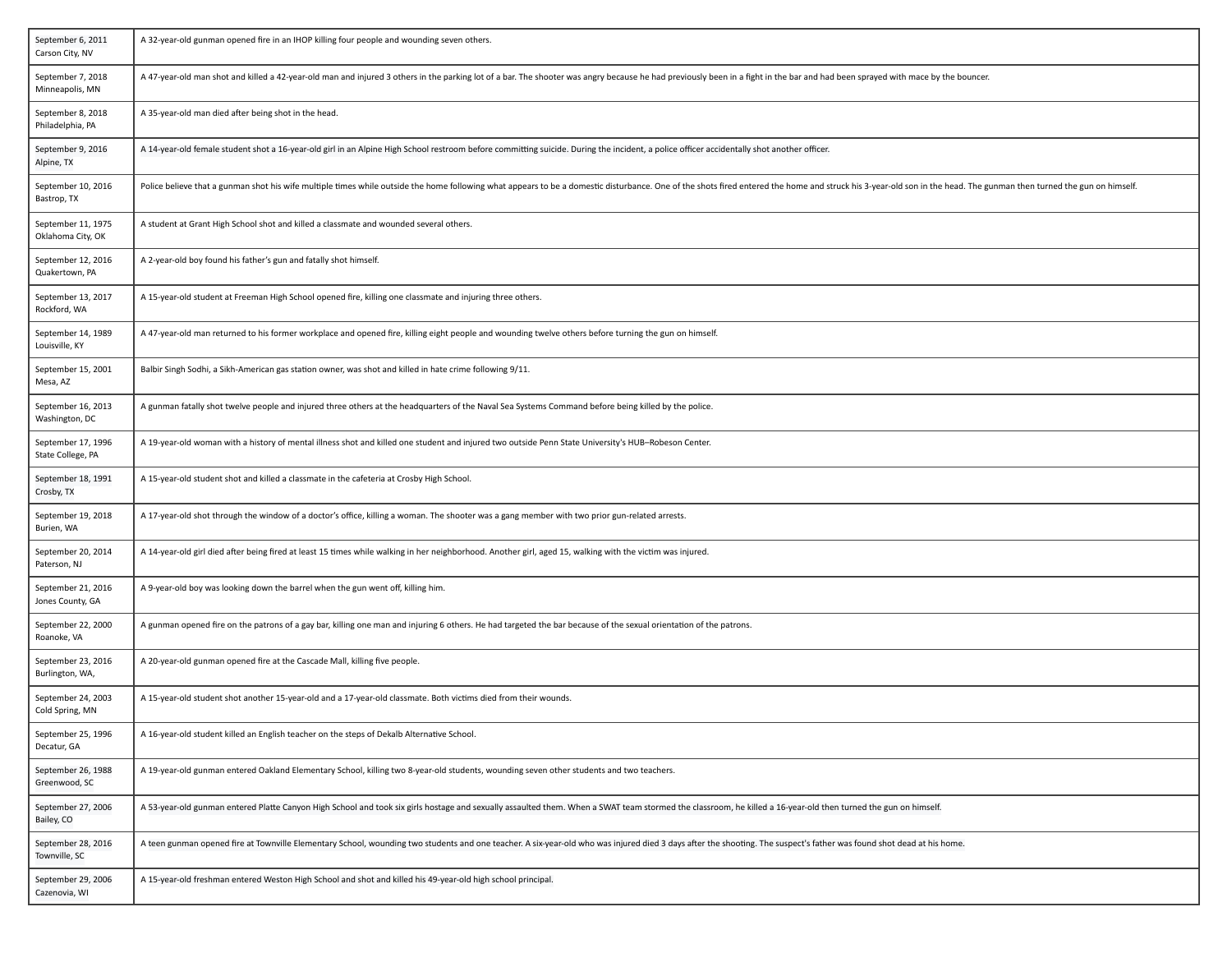| | |
|---|---|
| September 6, 2011<br>Carson City, NV | A 32-year-old gunman opened fire in an IHOP killing four people and wounding seven others. |
| September 7, 2018<br>Minneapolis, MN | A 47-year-old man shot and killed a 42-year-old man and injured 3 others in the parking lot of a bar. The shooter was angry because he had previously been in a fight in the bar and had been sprayed with mace by the bouncer. |
| September 8, 2018<br>Philadelphia, PA | A 35-year-old man died after being shot in the head. |
| September 9, 2016<br>Alpine, TX | A 14-year-old female student shot a 16-year-old girl in an Alpine High School restroom before committing suicide. During the incident, a police officer accidentally shot another officer. |
| September 10, 2016<br>Bastrop, TX | Police believe that a gunman shot his wife multiple times while outside the home following what appears to be a domestic disturbance. One of the shots fired entered the home and struck his 3-year-old son in the head. The gunman then turned the gun on himself. |
| September 11, 1975<br>Oklahoma City, OK | A student at Grant High School shot and killed a classmate and wounded several others. |
| September 12, 2016<br>Quakertown, PA | A 2-year-old boy found his father's gun and fatally shot himself. |
| September 13, 2017<br>Rockford, WA | A 15-year-old student at Freeman High School opened fire, killing one classmate and injuring three others. |
| September 14, 1989<br>Louisville, KY | A 47-year-old man returned to his former workplace and opened fire, killing eight people and wounding twelve others before turning the gun on himself. |
| September 15, 2001<br>Mesa, AZ | Balbir Singh Sodhi, a Sikh-American gas station owner, was shot and killed in hate crime following 9/11. |
| September 16, 2013<br>Washington, DC | A gunman fatally shot twelve people and injured three others at the headquarters of the Naval Sea Systems Command before being killed by the police. |
| September 17, 1996<br>State College, PA | A 19-year-old woman with a history of mental illness shot and killed one student and injured two outside Penn State University's HUB–Robeson Center. |
| September 18, 1991<br>Crosby, TX | A 15-year-old student shot and killed a classmate in the cafeteria at Crosby High School. |
| September 19, 2018<br>Burien, WA | A 17-year-old shot through the window of a doctor's office, killing a woman. The shooter was a gang member with two prior gun-related arrests. |
| September 20, 2014<br>Paterson, NJ | A 14-year-old girl died after being fired at least 15 times while walking in her neighborhood. Another girl, aged 15, walking with the victim was injured. |
| September 21, 2016<br>Jones County, GA | A 9-year-old boy was looking down the barrel when the gun went off, killing him. |
| September 22, 2000<br>Roanoke, VA | A gunman opened fire on the patrons of a gay bar, killing one man and injuring 6 others. He had targeted the bar because of the sexual orientation of the patrons. |
| September 23, 2016<br>Burlington, WA, | A 20-year-old gunman opened fire at the Cascade Mall, killing five people. |
| September 24, 2003<br>Cold Spring, MN | A 15-year-old student shot another 15-year-old and a 17-year-old classmate. Both victims died from their wounds. |
| September 25, 1996<br>Decatur, GA | A 16-year-old student killed an English teacher on the steps of Dekalb Alternative School. |
| September 26, 1988<br>Greenwood, SC | A 19-year-old gunman entered Oakland Elementary School, killing two 8-year-old students, wounding seven other students and two teachers. |
| September 27, 2006<br>Bailey, CO | A 53-year-old gunman entered Platte Canyon High School and took six girls hostage and sexually assaulted them. When a SWAT team stormed the classroom, he killed a 16-year-old then turned the gun on himself. |
| September 28, 2016<br>Townville, SC | A teen gunman opened fire at Townville Elementary School, wounding two students and one teacher. A six-year-old who was injured died 3 days after the shooting. The suspect's father was found shot dead at his home. |
| September 29, 2006<br>Cazenovia, WI | A 15-year-old freshman entered Weston High School and shot and killed his 49-year-old high school principal. |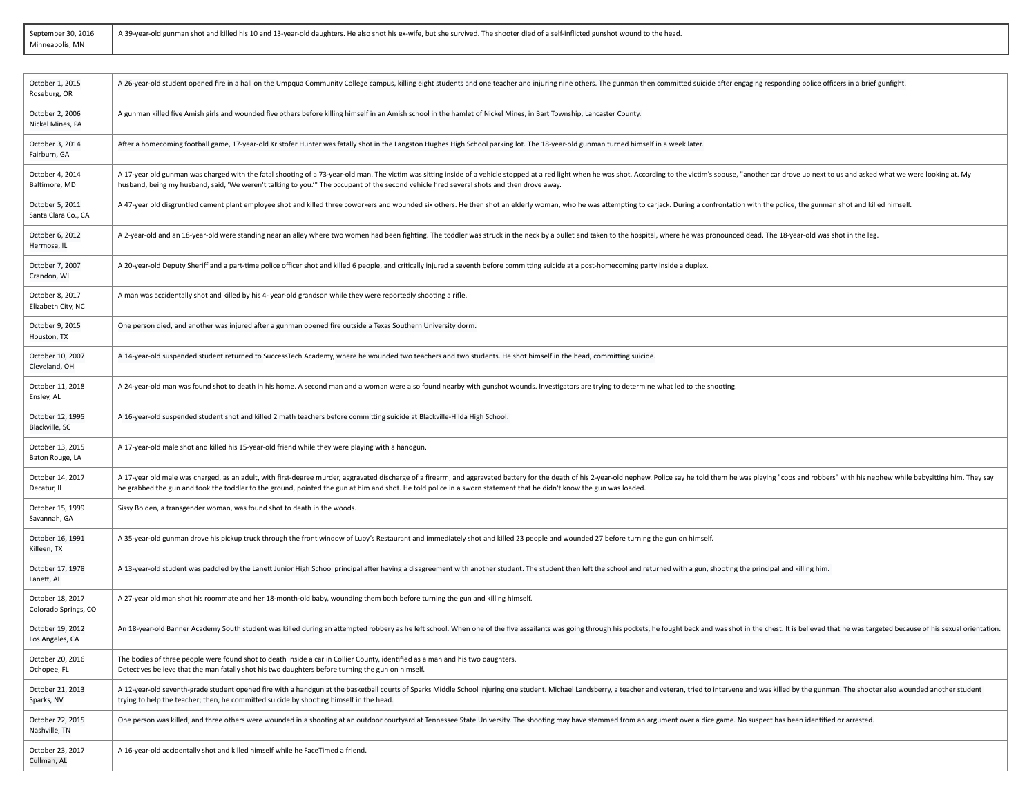| | |
|---|---|
| September 30, 2016<br>Minneapolis, MN | A 39-year-old gunman shot and killed his 10 and 13-year-old daughters. He also shot his ex-wife, but she survived. The shooter died of a self-inflicted gunshot wound to the head. |

| | |
|---|---|
| October 1, 2015<br>Roseburg, OR | A 26-year-old student opened fire in a hall on the Umpqua Community College campus, killing eight students and one teacher and injuring nine others. The gunman then committed suicide after engaging responding police officers in a brief gunfight. |
| October 2, 2006<br>Nickel Mines, PA | A gunman killed five Amish girls and wounded five others before killing himself in an Amish school in the hamlet of Nickel Mines, in Bart Township, Lancaster County. |
| October 3, 2014<br>Fairburn, GA | After a homecoming football game, 17-year-old Kristofer Hunter was fatally shot in the Langston Hughes High School parking lot. The 18-year-old gunman turned himself in a week later. |
| October 4, 2014<br>Baltimore, MD | A 17-year old gunman was charged with the fatal shooting of a 73-year-old man. The victim was sitting inside of a vehicle stopped at a red light when he was shot. According to the victim's spouse, "another car drove up next to us and asked what we were looking at. My husband, being my husband, said, 'We weren't talking to you.'" The occupant of the second vehicle fired several shots and then drove away. |
| October 5, 2011<br>Santa Clara Co., CA | A 47-year old disgruntled cement plant employee shot and killed three coworkers and wounded six others. He then shot an elderly woman, who he was attempting to carjack. During a confrontation with the police, the gunman shot and killed himself. |
| October 6, 2012<br>Hermosa, IL | A 2-year-old and an 18-year-old were standing near an alley where two women had been fighting. The toddler was struck in the neck by a bullet and taken to the hospital, where he was pronounced dead. The 18-year-old was shot in the leg. |
| October 7, 2007<br>Crandon, WI | A 20-year-old Deputy Sheriff and a part-time police officer shot and killed 6 people, and critically injured a seventh before committing suicide at a post-homecoming party inside a duplex. |
| October 8, 2017<br>Elizabeth City, NC | A man was accidentally shot and killed by his 4- year-old grandson while they were reportedly shooting a rifle. |
| October 9, 2015<br>Houston, TX | One person died, and another was injured after a gunman opened fire outside a Texas Southern University dorm. |
| October 10, 2007<br>Cleveland, OH | A 14-year-old suspended student returned to SuccessTech Academy, where he wounded two teachers and two students. He shot himself in the head, committing suicide. |
| October 11, 2018<br>Ensley, AL | A 24-year-old man was found shot to death in his home. A second man and a woman were also found nearby with gunshot wounds. Investigators are trying to determine what led to the shooting. |
| October 12, 1995<br>Blackville, SC | A 16-year-old suspended student shot and killed 2 math teachers before committing suicide at Blackville-Hilda High School. |
| October 13, 2015<br>Baton Rouge, LA | A 17-year-old male shot and killed his 15-year-old friend while they were playing with a handgun. |
| October 14, 2017<br>Decatur, IL | A 17-year old male was charged, as an adult, with first-degree murder, aggravated discharge of a firearm, and aggravated battery for the death of his 2-year-old nephew. Police say he told them he was playing "cops and robbers" with his nephew while babysitting him. They say he grabbed the gun and took the toddler to the ground, pointed the gun at him and shot. He told police in a sworn statement that he didn't know the gun was loaded. |
| October 15, 1999<br>Savannah, GA | Sissy Bolden, a transgender woman, was found shot to death in the woods. |
| October 16, 1991<br>Killeen, TX | A 35-year-old gunman drove his pickup truck through the front window of Luby's Restaurant and immediately shot and killed 23 people and wounded 27 before turning the gun on himself. |
| October 17, 1978<br>Lanett, AL | A 13-year-old student was paddled by the Lanett Junior High School principal after having a disagreement with another student. The student then left the school and returned with a gun, shooting the principal and killing him. |
| October 18, 2017<br>Colorado Springs, CO | A 27-year old man shot his roommate and her 18-month-old baby, wounding them both before turning the gun and killing himself. |
| October 19, 2012<br>Los Angeles, CA | An 18-year-old Banner Academy South student was killed during an attempted robbery as he left school. When one of the five assailants was going through his pockets, he fought back and was shot in the chest. It is believed that he was targeted because of his sexual orientation. |
| October 20, 2016<br>Ochopee, FL | The bodies of three people were found shot to death inside a car in Collier County, identified as a man and his two daughters.<br>Detectives believe that the man fatally shot his two daughters before turning the gun on himself. |
| October 21, 2013<br>Sparks, NV | A 12-year-old seventh-grade student opened fire with a handgun at the basketball courts of Sparks Middle School injuring one student. Michael Landsberry, a teacher and veteran, tried to intervene and was killed by the gunman. The shooter also wounded another student trying to help the teacher; then, he committed suicide by shooting himself in the head. |
| October 22, 2015<br>Nashville, TN | One person was killed, and three others were wounded in a shooting at an outdoor courtyard at Tennessee State University. The shooting may have stemmed from an argument over a dice game. No suspect has been identified or arrested. |
| October 23, 2017<br>Cullman, AL | A 16-year-old accidentally shot and killed himself while he FaceTimed a friend. |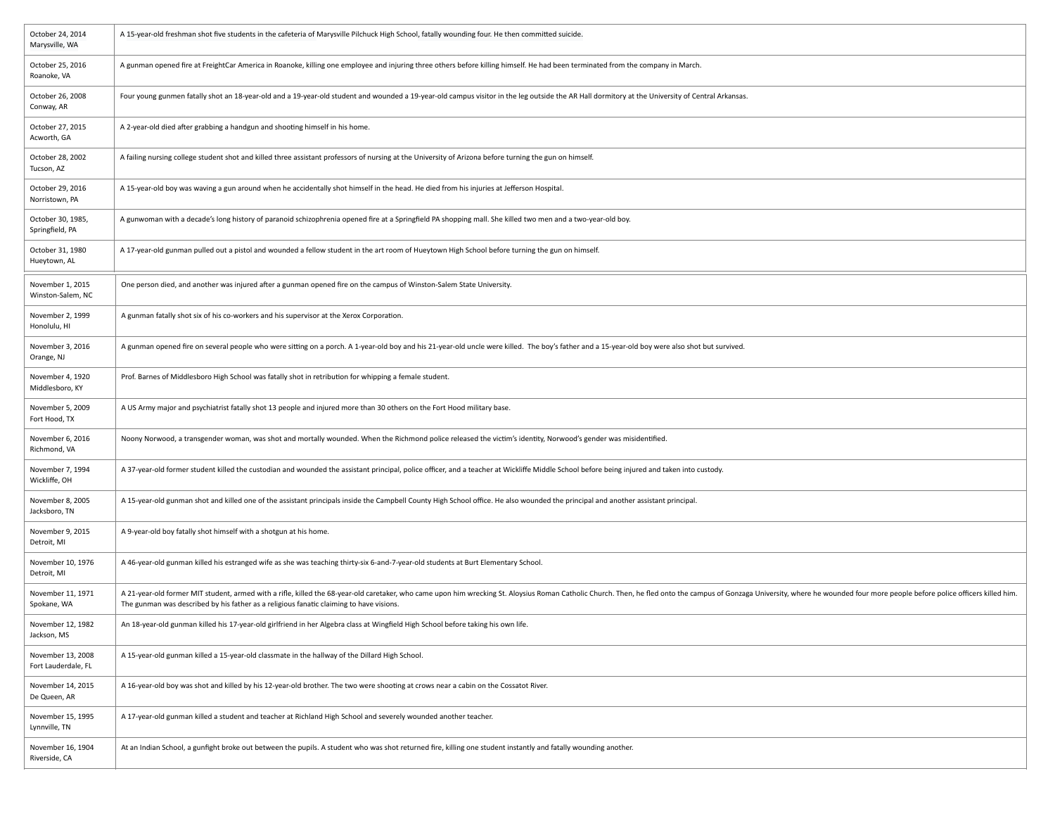| | |
|---|---|
| October 24, 2014<br>Marysville, WA | A 15-year-old freshman shot five students in the cafeteria of Marysville Pilchuck High School, fatally wounding four. He then committed suicide. |
| October 25, 2016<br>Roanoke, VA | A gunman opened fire at FreightCar America in Roanoke, killing one employee and injuring three others before killing himself. He had been terminated from the company in March. |
| October 26, 2008<br>Conway, AR | Four young gunmen fatally shot an 18-year-old and a 19-year-old student and wounded a 19-year-old campus visitor in the leg outside the AR Hall dormitory at the University of Central Arkansas. |
| October 27, 2015<br>Acworth, GA | A 2-year-old died after grabbing a handgun and shooting himself in his home. |
| October 28, 2002<br>Tucson, AZ | A failing nursing college student shot and killed three assistant professors of nursing at the University of Arizona before turning the gun on himself. |
| October 29, 2016<br>Norristown, PA | A 15-year-old boy was waving a gun around when he accidentally shot himself in the head. He died from his injuries at Jefferson Hospital. |
| October 30, 1985,<br>Springfield, PA | A gunwoman with a decade's long history of paranoid schizophrenia opened fire at a Springfield PA shopping mall. She killed two men and a two-year-old boy. |
| October 31, 1980<br>Hueytown, AL | A 17-year-old gunman pulled out a pistol and wounded a fellow student in the art room of Hueytown High School before turning the gun on himself. |
| November 1, 2015<br>Winston-Salem, NC | One person died, and another was injured after a gunman opened fire on the campus of Winston-Salem State University. |
| November 2, 1999<br>Honolulu, HI | A gunman fatally shot six of his co-workers and his supervisor at the Xerox Corporation. |
| November 3, 2016<br>Orange, NJ | A gunman opened fire on several people who were sitting on a porch. A 1-year-old boy and his 21-year-old uncle were killed. The boy's father and a 15-year-old boy were also shot but survived. |
| November 4, 1920<br>Middlesboro, KY | Prof. Barnes of Middlesboro High School was fatally shot in retribution for whipping a female student. |
| November 5, 2009<br>Fort Hood, TX | A US Army major and psychiatrist fatally shot 13 people and injured more than 30 others on the Fort Hood military base. |
| November 6, 2016<br>Richmond, VA | Noony Norwood, a transgender woman, was shot and mortally wounded. When the Richmond police released the victim's identity, Norwood's gender was misidentified. |
| November 7, 1994<br>Wickliffe, OH | A 37-year-old former student killed the custodian and wounded the assistant principal, police officer, and a teacher at Wickliffe Middle School before being injured and taken into custody. |
| November 8, 2005<br>Jacksboro, TN | A 15-year-old gunman shot and killed one of the assistant principals inside the Campbell County High School office. He also wounded the principal and another assistant principal. |
| November 9, 2015<br>Detroit, MI | A 9-year-old boy fatally shot himself with a shotgun at his home. |
| November 10, 1976<br>Detroit, MI | A 46-year-old gunman killed his estranged wife as she was teaching thirty-six 6-and-7-year-old students at Burt Elementary School. |
| November 11, 1971<br>Spokane, WA | A 21-year-old former MIT student, armed with a rifle, killed the 68-year-old caretaker, who came upon him wrecking St. Aloysius Roman Catholic Church. Then, he fled onto the campus of Gonzaga University, where he wounded four more people before police officers killed him. The gunman was described by his father as a religious fanatic claiming to have visions. |
| November 12, 1982<br>Jackson, MS | An 18-year-old gunman killed his 17-year-old girlfriend in her Algebra class at Wingfield High School before taking his own life. |
| November 13, 2008<br>Fort Lauderdale, FL | A 15-year-old gunman killed a 15-year-old classmate in the hallway of the Dillard High School. |
| November 14, 2015<br>De Queen, AR | A 16-year-old boy was shot and killed by his 12-year-old brother. The two were shooting at crows near a cabin on the Cossatot River. |
| November 15, 1995<br>Lynnville, TN | A 17-year-old gunman killed a student and teacher at Richland High School and severely wounded another teacher. |
| November 16, 1904<br>Riverside, CA | At an Indian School, a gunfight broke out between the pupils. A student who was shot returned fire, killing one student instantly and fatally wounding another. |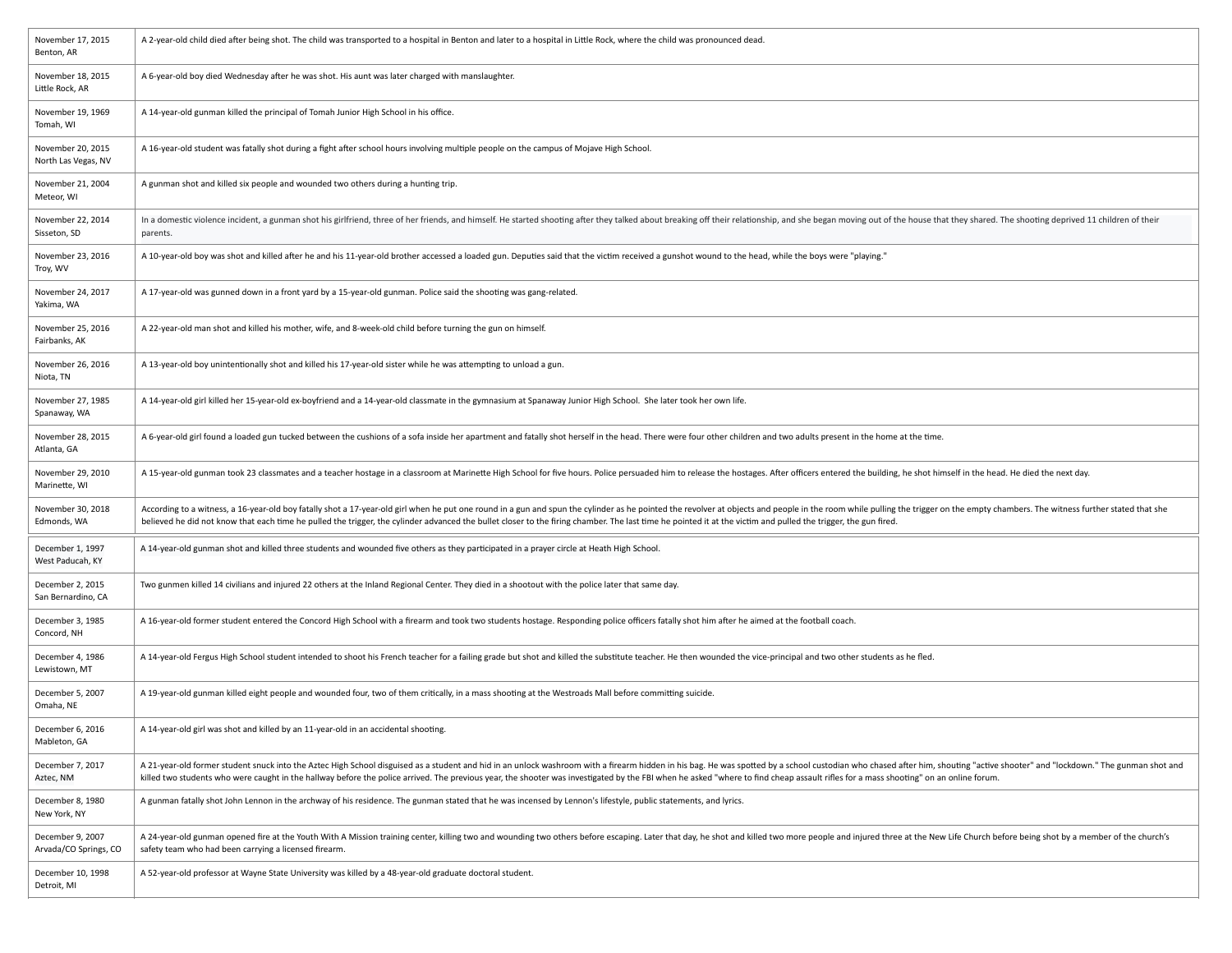| | |
|---|---|
| November 17, 2015<br>Benton, AR | A 2-year-old child died after being shot. The child was transported to a hospital in Benton and later to a hospital in Little Rock, where the child was pronounced dead. |
| November 18, 2015<br>Little Rock, AR | A 6-year-old boy died Wednesday after he was shot. His aunt was later charged with manslaughter. |
| November 19, 1969<br>Tomah, WI | A 14-year-old gunman killed the principal of Tomah Junior High School in his office. |
| November 20, 2015<br>North Las Vegas, NV | A 16-year-old student was fatally shot during a fight after school hours involving multiple people on the campus of Mojave High School. |
| November 21, 2004<br>Meteor, WI | A gunman shot and killed six people and wounded two others during a hunting trip. |
| November 22, 2014<br>Sisseton, SD | In a domestic violence incident, a gunman shot his girlfriend, three of her friends, and himself. He started shooting after they talked about breaking off their relationship, and she began moving out of the house that they shared. The shooting deprived 11 children of their parents. |
| November 23, 2016<br>Troy, WV | A 10-year-old boy was shot and killed after he and his 11-year-old brother accessed a loaded gun. Deputies said that the victim received a gunshot wound to the head, while the boys were "playing." |
| November 24, 2017<br>Yakima, WA | A 17-year-old was gunned down in a front yard by a 15-year-old gunman. Police said the shooting was gang-related. |
| November 25, 2016<br>Fairbanks, AK | A 22-year-old man shot and killed his mother, wife, and 8-week-old child before turning the gun on himself. |
| November 26, 2016<br>Niota, TN | A 13-year-old boy unintentionally shot and killed his 17-year-old sister while he was attempting to unload a gun. |
| November 27, 1985<br>Spanaway, WA | A 14-year-old girl killed her 15-year-old ex-boyfriend and a 14-year-old classmate in the gymnasium at Spanaway Junior High School. She later took her own life. |
| November 28, 2015<br>Atlanta, GA | A 6-year-old girl found a loaded gun tucked between the cushions of a sofa inside her apartment and fatally shot herself in the head. There were four other children and two adults present in the home at the time. |
| November 29, 2010<br>Marinette, WI | A 15-year-old gunman took 23 classmates and a teacher hostage in a classroom at Marinette High School for five hours. Police persuaded him to release the hostages. After officers entered the building, he shot himself in the head. He died the next day. |
| November 30, 2018<br>Edmonds, WA | According to a witness, a 16-year-old boy fatally shot a 17-year-old girl when he put one round in a gun and spun the cylinder as he pointed the revolver at objects and people in the room while pulling the trigger on the empty chambers. The witness further stated that she believed he did not know that each time he pulled the trigger, the cylinder advanced the bullet closer to the firing chamber. The last time he pointed it at the victim and pulled the trigger, the gun fired. |
| December 1, 1997<br>West Paducah, KY | A 14-year-old gunman shot and killed three students and wounded five others as they participated in a prayer circle at Heath High School. |
| December 2, 2015<br>San Bernardino, CA | Two gunmen killed 14 civilians and injured 22 others at the Inland Regional Center. They died in a shootout with the police later that same day. |
| December 3, 1985<br>Concord, NH | A 16-year-old former student entered the Concord High School with a firearm and took two students hostage. Responding police officers fatally shot him after he aimed at the football coach. |
| December 4, 1986<br>Lewistown, MT | A 14-year-old Fergus High School student intended to shoot his French teacher for a failing grade but shot and killed the substitute teacher. He then wounded the vice-principal and two other students as he fled. |
| December 5, 2007<br>Omaha, NE | A 19-year-old gunman killed eight people and wounded four, two of them critically, in a mass shooting at the Westroads Mall before committing suicide. |
| December 6, 2016<br>Mableton, GA | A 14-year-old girl was shot and killed by an 11-year-old in an accidental shooting. |
| December 7, 2017<br>Aztec, NM | A 21-year-old former student snuck into the Aztec High School disguised as a student and hid in an unlock washroom with a firearm hidden in his bag. He was spotted by a school custodian who chased after him, shouting "active shooter" and "lockdown." The gunman shot and killed two students who were caught in the hallway before the police arrived. The previous year, the shooter was investigated by the FBI when he asked "where to find cheap assault rifles for a mass shooting" on an online forum. |
| December 8, 1980<br>New York, NY | A gunman fatally shot John Lennon in the archway of his residence. The gunman stated that he was incensed by Lennon's lifestyle, public statements, and lyrics. |
| December 9, 2007<br>Arvada/CO Springs, CO | A 24-year-old gunman opened fire at the Youth With A Mission training center, killing two and wounding two others before escaping. Later that day, he shot and killed two more people and injured three at the New Life Church before being shot by a member of the church's safety team who had been carrying a licensed firearm. |
| December 10, 1998<br>Detroit, MI | A 52-year-old professor at Wayne State University was killed by a 48-year-old graduate doctoral student. |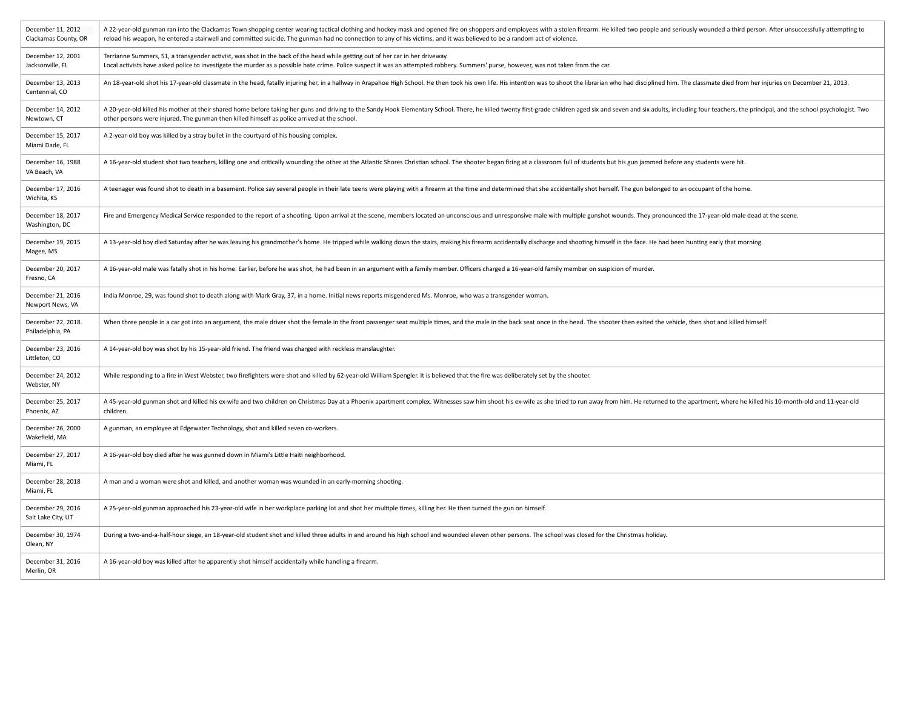| | |
|---|---|
| December 11, 2012<br>Clackamas County, OR | A 22-year-old gunman ran into the Clackamas Town shopping center wearing tactical clothing and hockey mask and opened fire on shoppers and employees with a stolen firearm. He killed two people and seriously wounded a third person. After unsuccessfully attempting to reload his weapon, he entered a stairwell and committed suicide. The gunman had no connection to any of his victims, and it was believed to be a random act of violence. |
| December 12, 2001<br>Jacksonville, FL | Terrianne Summers, 51, a transgender activist, was shot in the back of the head while getting out of her car in her driveway.<br>Local activists have asked police to investigate the murder as a possible hate crime. Police suspect it was an attempted robbery. Summers' purse, however, was not taken from the car. |
| December 13, 2013<br>Centennial, CO | An 18-year-old shot his 17-year-old classmate in the head, fatally injuring her, in a hallway in Arapahoe High School. He then took his own life. His intention was to shoot the librarian who had disciplined him. The classmate died from her injuries on December 21, 2013. |
| December 14, 2012<br>Newtown, CT | A 20-year-old killed his mother at their shared home before taking her guns and driving to the Sandy Hook Elementary School. There, he killed twenty first-grade children aged six and seven and six adults, including four teachers, the principal, and the school psychologist. Two other persons were injured. The gunman then killed himself as police arrived at the school. |
| December 15, 2017<br>Miami Dade, FL | A 2-year-old boy was killed by a stray bullet in the courtyard of his housing complex. |
| December 16, 1988<br>VA Beach, VA | A 16-year-old student shot two teachers, killing one and critically wounding the other at the Atlantic Shores Christian school. The shooter began firing at a classroom full of students but his gun jammed before any students were hit. |
| December 17, 2016<br>Wichita, KS | A teenager was found shot to death in a basement. Police say several people in their late teens were playing with a firearm at the time and determined that she accidentally shot herself. The gun belonged to an occupant of the home. |
| December 18, 2017<br>Washington, DC | Fire and Emergency Medical Service responded to the report of a shooting. Upon arrival at the scene, members located an unconscious and unresponsive male with multiple gunshot wounds. They pronounced the 17-year-old male dead at the scene. |
| December 19, 2015<br>Magee, MS | A 13-year-old boy died Saturday after he was leaving his grandmother's home. He tripped while walking down the stairs, making his firearm accidentally discharge and shooting himself in the face. He had been hunting early that morning. |
| December 20, 2017<br>Fresno, CA | A 16-year-old male was fatally shot in his home. Earlier, before he was shot, he had been in an argument with a family member. Officers charged a 16-year-old family member on suspicion of murder. |
| December 21, 2016<br>Newport News, VA | India Monroe, 29, was found shot to death along with Mark Gray, 37, in a home. Initial news reports misgendered Ms. Monroe, who was a transgender woman. |
| December 22, 2018.<br>Philadelphia, PA | When three people in a car got into an argument, the male driver shot the female in the front passenger seat multiple times, and the male in the back seat once in the head. The shooter then exited the vehicle, then shot and killed himself. |
| December 23, 2016<br>Littleton, CO | A 14-year-old boy was shot by his 15-year-old friend. The friend was charged with reckless manslaughter. |
| December 24, 2012<br>Webster, NY | While responding to a fire in West Webster, two firefighters were shot and killed by 62-year-old William Spengler. It is believed that the fire was deliberately set by the shooter. |
| December 25, 2017<br>Phoenix, AZ | A 45-year-old gunman shot and killed his ex-wife and two children on Christmas Day at a Phoenix apartment complex. Witnesses saw him shoot his ex-wife as she tried to run away from him. He returned to the apartment, where he killed his 10-month-old and 11-year-old children. |
| December 26, 2000<br>Wakefield, MA | A gunman, an employee at Edgewater Technology, shot and killed seven co-workers. |
| December 27, 2017<br>Miami, FL | A 16-year-old boy died after he was gunned down in Miami's Little Haiti neighborhood. |
| December 28, 2018<br>Miami, FL | A man and a woman were shot and killed, and another woman was wounded in an early-morning shooting. |
| December 29, 2016<br>Salt Lake City, UT | A 25-year-old gunman approached his 23-year-old wife in her workplace parking lot and shot her multiple times, killing her. He then turned the gun on himself. |
| December 30, 1974<br>Olean, NY | During a two-and-a-half-hour siege, an 18-year-old student shot and killed three adults in and around his high school and wounded eleven other persons. The school was closed for the Christmas holiday. |
| December 31, 2016<br>Merlin, OR | A 16-year-old boy was killed after he apparently shot himself accidentally while handling a firearm. |